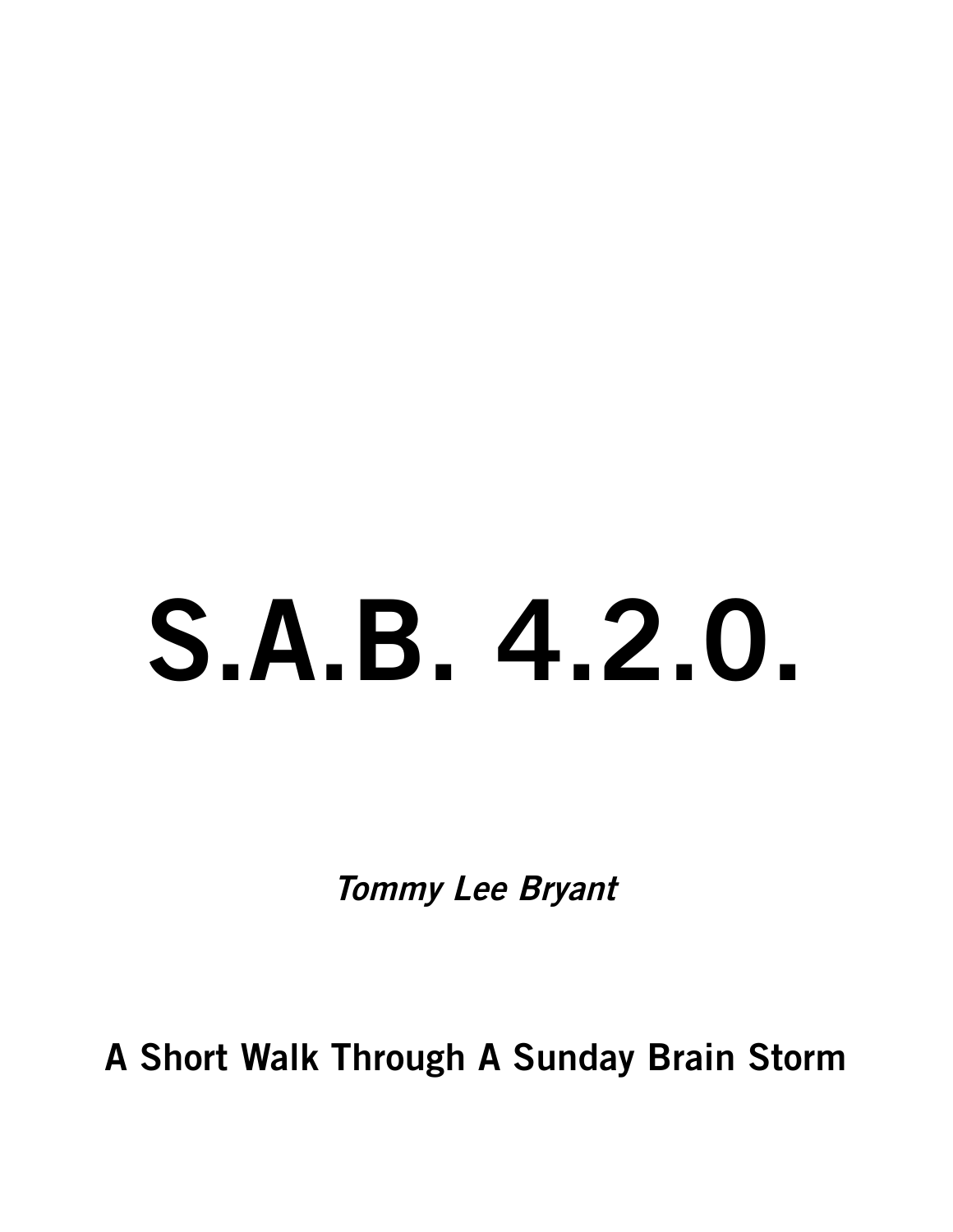# S.A.B. 4.2.0.

*Tommy Lee Bryant*

**A Short Walk Through A Sunday Brain Storm**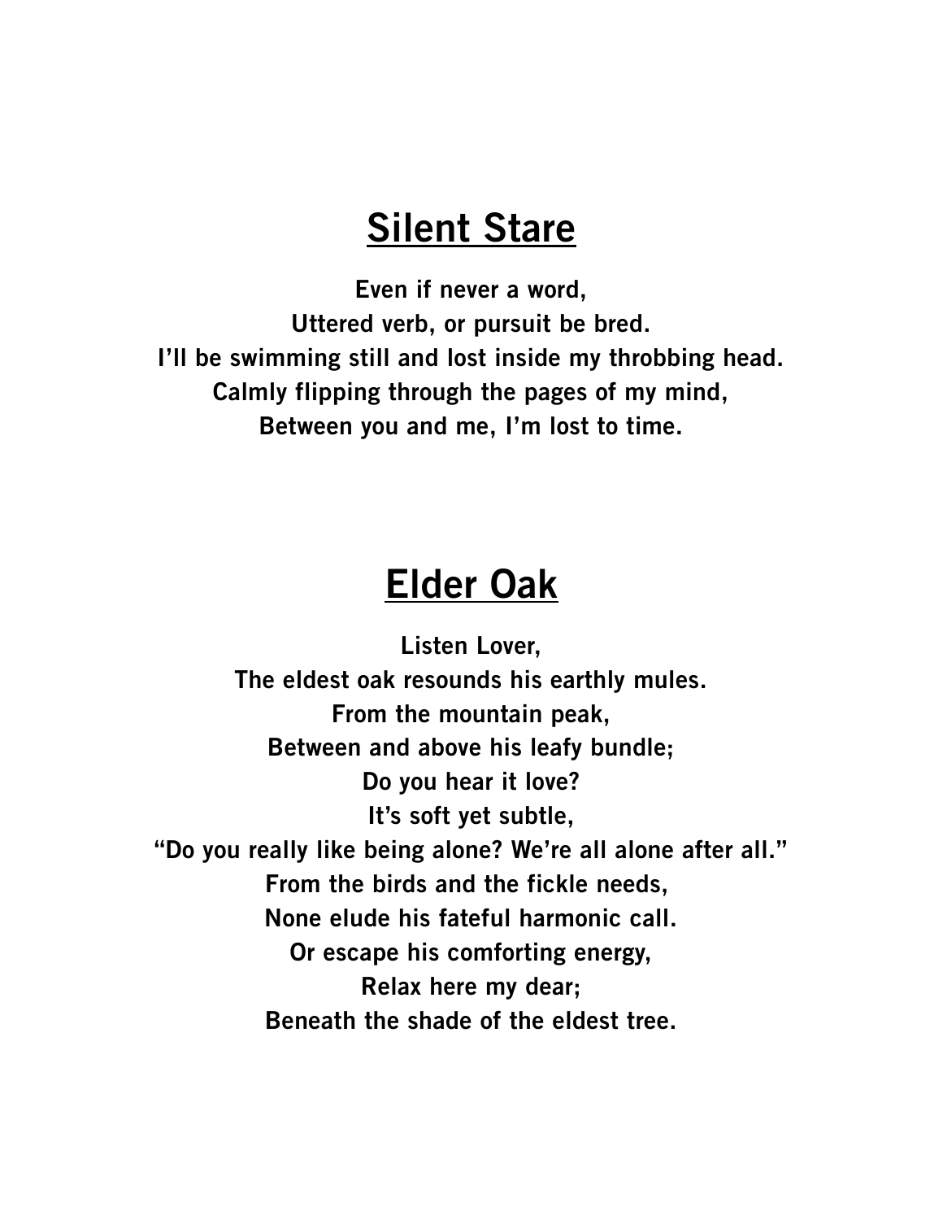## <u>Silent Stare</u>

**Even if never a word,**
**Uttered verb, or pursuit be bred.**
**I'll be swimming still and lost inside my throbbing head.**
**Calmly flipping through the pages of my mind,**
**Between you and me, I'm lost to time.**

## <u>Elder Oak</u>

**Listen Lover,**
**The eldest oak resounds his earthly mules.**
**From the mountain peak,**
**Between and above his leafy bundle;**
**Do you hear it love?**
**It's soft yet subtle,**
**"Do you really like being alone? We're all alone after all."**
**From the birds and the fickle needs,**
**None elude his fateful harmonic call.**
**Or escape his comforting energy,**
**Relax here my dear;**
**Beneath the shade of the eldest tree.**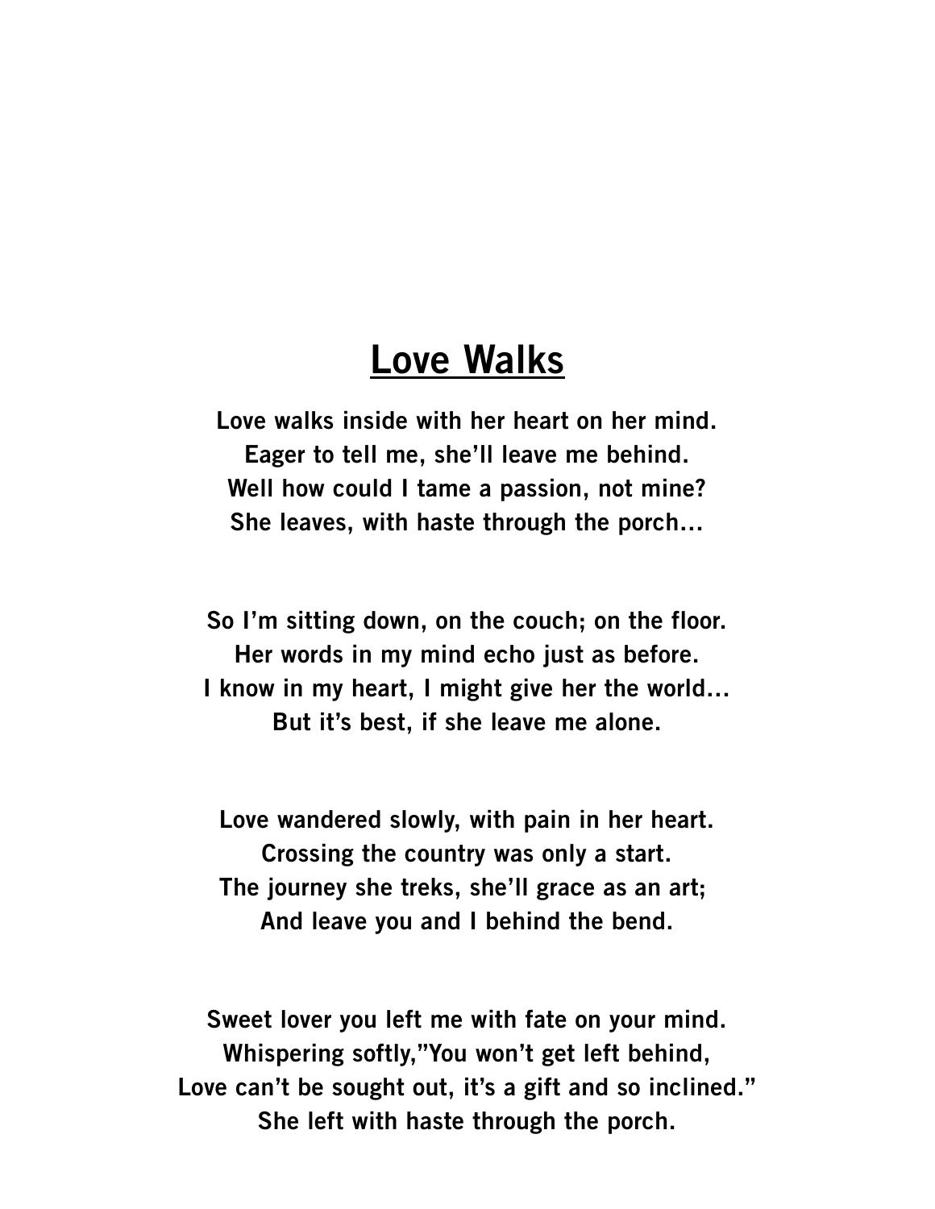# Love Walks

Love walks inside with her heart on her mind.  
Eager to tell me, she'll leave me behind.  
Well how could I tame a passion, not mine?  
She leaves, with haste through the porch...

So I'm sitting down, on the couch; on the floor.  
Her words in my mind echo just as before.  
I know in my heart, I might give her the world...  
But it's best, if she leave me alone.

Love wandered slowly, with pain in her heart.  
Crossing the country was only a start.  
The journey she treks, she'll grace as an art;  
And leave you and I behind the bend.

Sweet lover you left me with fate on your mind.  
Whispering softly,"You won't get left behind,  
Love can't be sought out, it's a gift and so inclined."  
She left with haste through the porch.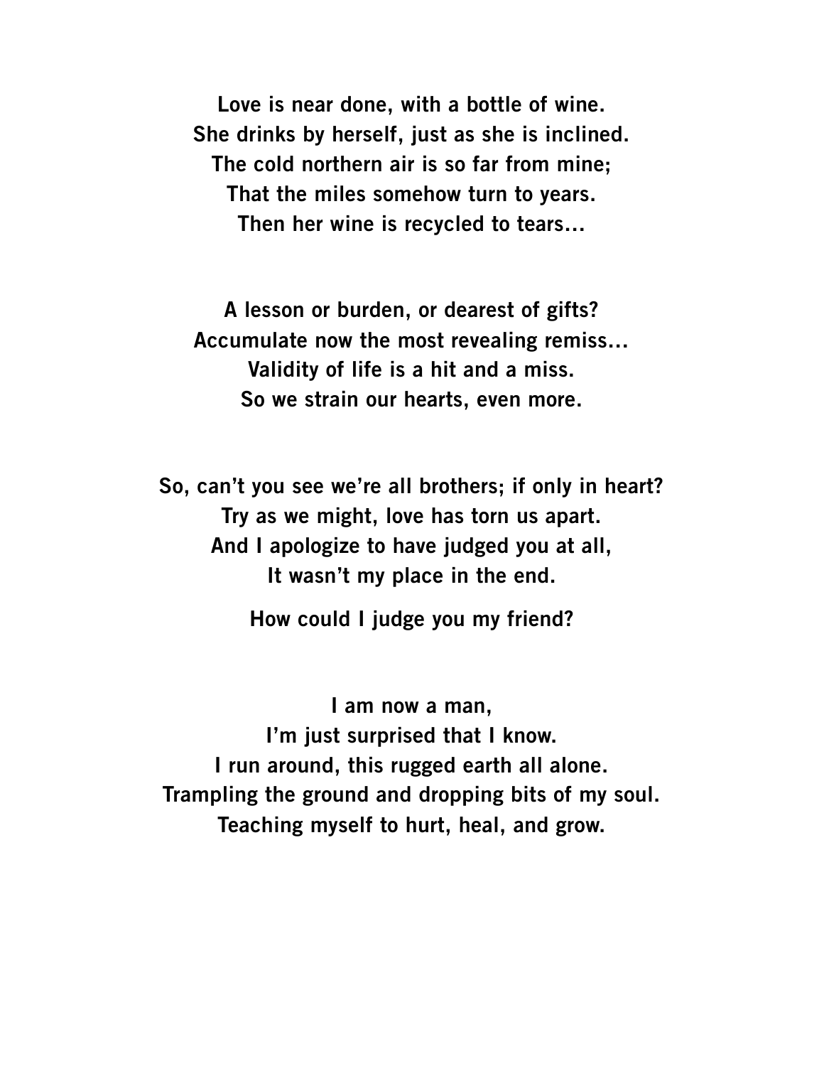**Love is near done, with a bottle of wine.**
**She drinks by herself, just as she is inclined.**
**The cold northern air is so far from mine;**
**That the miles somehow turn to years.**
**Then her wine is recycled to tears…**

**A lesson or burden, or dearest of gifts?**
**Accumulate now the most revealing remiss…**
**Validity of life is a hit and a miss.**
**So we strain our hearts, even more.**

**So, can't you see we're all brothers; if only in heart?**
**Try as we might, love has torn us apart.**
**And I apologize to have judged you at all,**
**It wasn't my place in the end.**

**How could I judge you my friend?**

**I am now a man,**
**I'm just surprised that I know.**
**I run around, this rugged earth all alone.**
**Trampling the ground and dropping bits of my soul.**
**Teaching myself to hurt, heal, and grow.**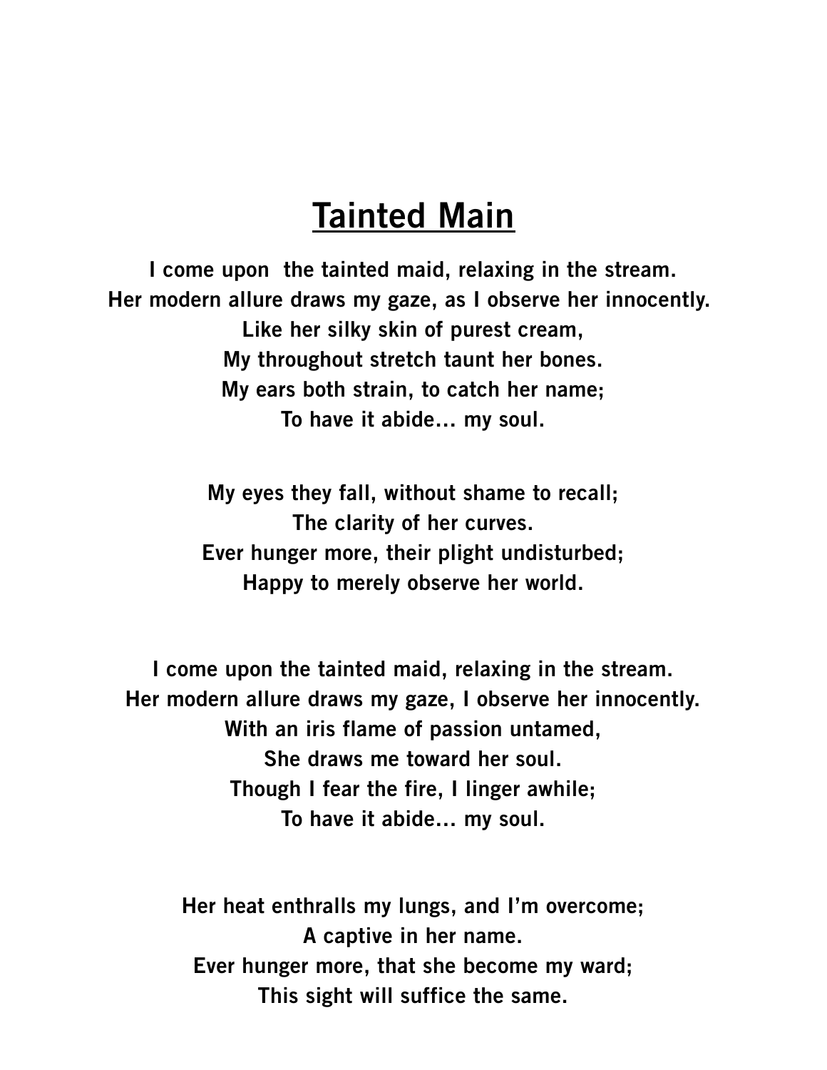# Tainted Main

I come upon  the tainted maid, relaxing in the stream.
Her modern allure draws my gaze, as I observe her innocently.
Like her silky skin of purest cream,
My throughout stretch taunt her bones.
My ears both strain, to catch her name;
To have it abide… my soul.

My eyes they fall, without shame to recall;
The clarity of her curves.
Ever hunger more, their plight undisturbed;
Happy to merely observe her world.

I come upon the tainted maid, relaxing in the stream.
Her modern allure draws my gaze, I observe her innocently.
With an iris flame of passion untamed,
She draws me toward her soul.
Though I fear the fire, I linger awhile;
To have it abide… my soul.

Her heat enthralls my lungs, and I'm overcome;
A captive in her name.
Ever hunger more, that she become my ward;
This sight will suffice the same.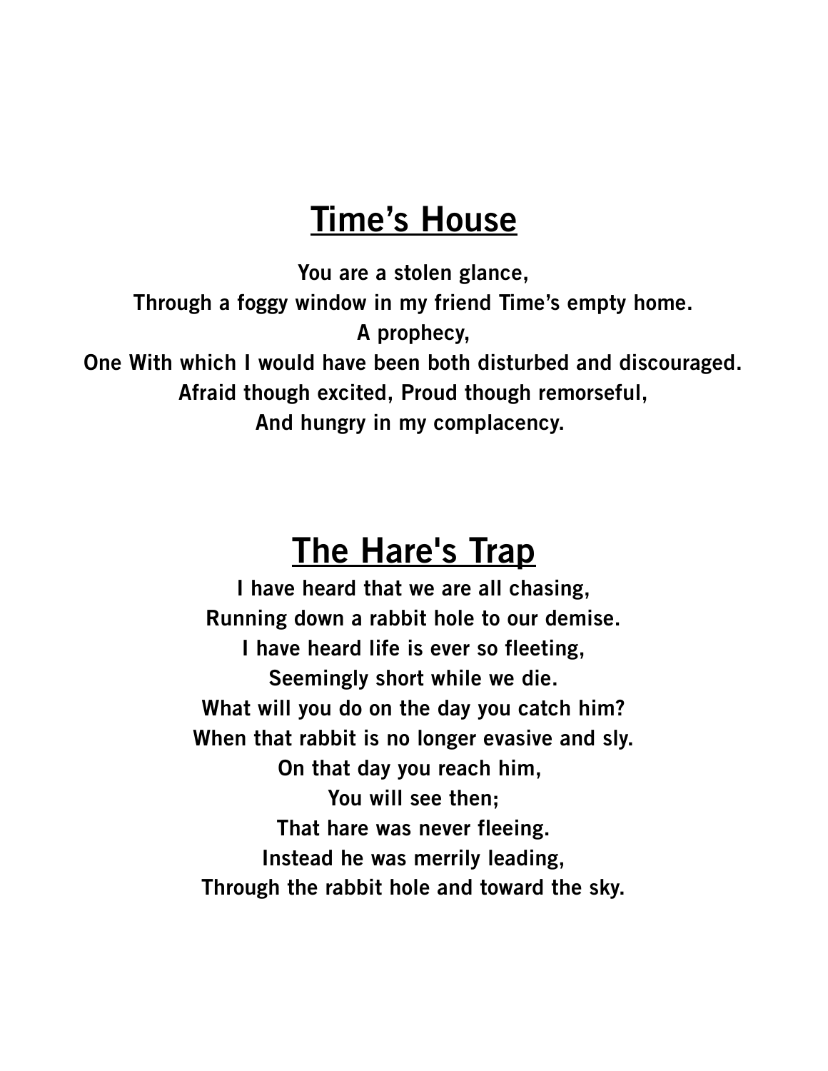## Time's House

You are a stolen glance,  
Through a foggy window in my friend Time's empty home.  
A prophecy,  
One With which I would have been both disturbed and discouraged.  
Afraid though excited, Proud though remorseful,  
And hungry in my complacency.

## The Hare's Trap

I have heard that we are all chasing,  
Running down a rabbit hole to our demise.  
I have heard life is ever so fleeting,  
Seemingly short while we die.  
What will you do on the day you catch him?  
When that rabbit is no longer evasive and sly.  
On that day you reach him,  
You will see then;  
That hare was never fleeing.  
Instead he was merrily leading,  
Through the rabbit hole and toward the sky.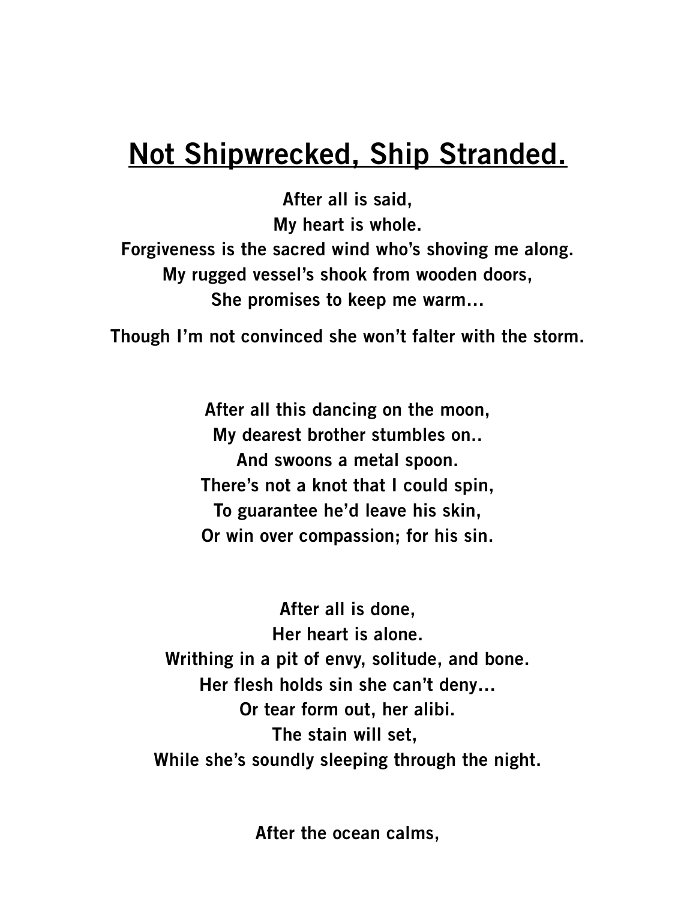# Not Shipwrecked, Ship Stranded.

**After all is said,**
**My heart is whole.**
**Forgiveness is the sacred wind who's shoving me along.**
**My rugged vessel's shook from wooden doors,**
**She promises to keep me warm…**

**Though I'm not convinced she won't falter with the storm.**

**After all this dancing on the moon,**
**My dearest brother stumbles on..**
**And swoons a metal spoon.**
**There's not a knot that I could spin,**
**To guarantee he'd leave his skin,**
**Or win over compassion; for his sin.**

**After all is done,**
**Her heart is alone.**
**Writhing in a pit of envy, solitude, and bone.**
**Her flesh holds sin she can't deny…**
**Or tear form out, her alibi.**
**The stain will set,**
**While she's soundly sleeping through the night.**

**After the ocean calms,**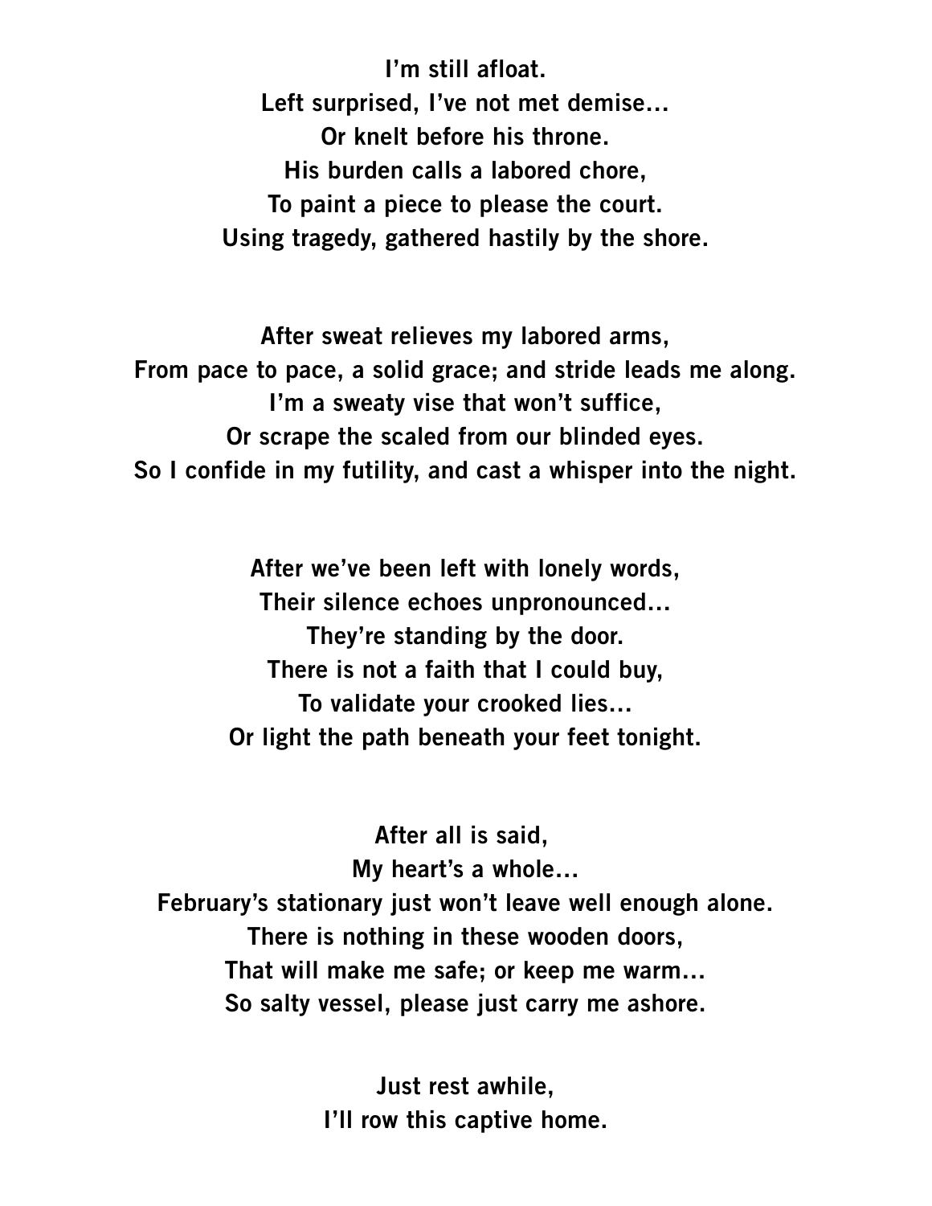**I'm still afloat.**
**Left surprised, I've not met demise…**
**Or knelt before his throne.**
**His burden calls a labored chore,**
**To paint a piece to please the court.**
**Using tragedy, gathered hastily by the shore.**

**After sweat relieves my labored arms,**
**From pace to pace, a solid grace; and stride leads me along.**
**I'm a sweaty vise that won't suffice,**
**Or scrape the scaled from our blinded eyes.**
**So I confide in my futility, and cast a whisper into the night.**

**After we've been left with lonely words,**
**Their silence echoes unpronounced…**
**They're standing by the door.**
**There is not a faith that I could buy,**
**To validate your crooked lies…**
**Or light the path beneath your feet tonight.**

**After all is said,**
**My heart's a whole…**
**February's stationary just won't leave well enough alone.**
**There is nothing in these wooden doors,**
**That will make me safe; or keep me warm…**
**So salty vessel, please just carry me ashore.**

**Just rest awhile,**
**I'll row this captive home.**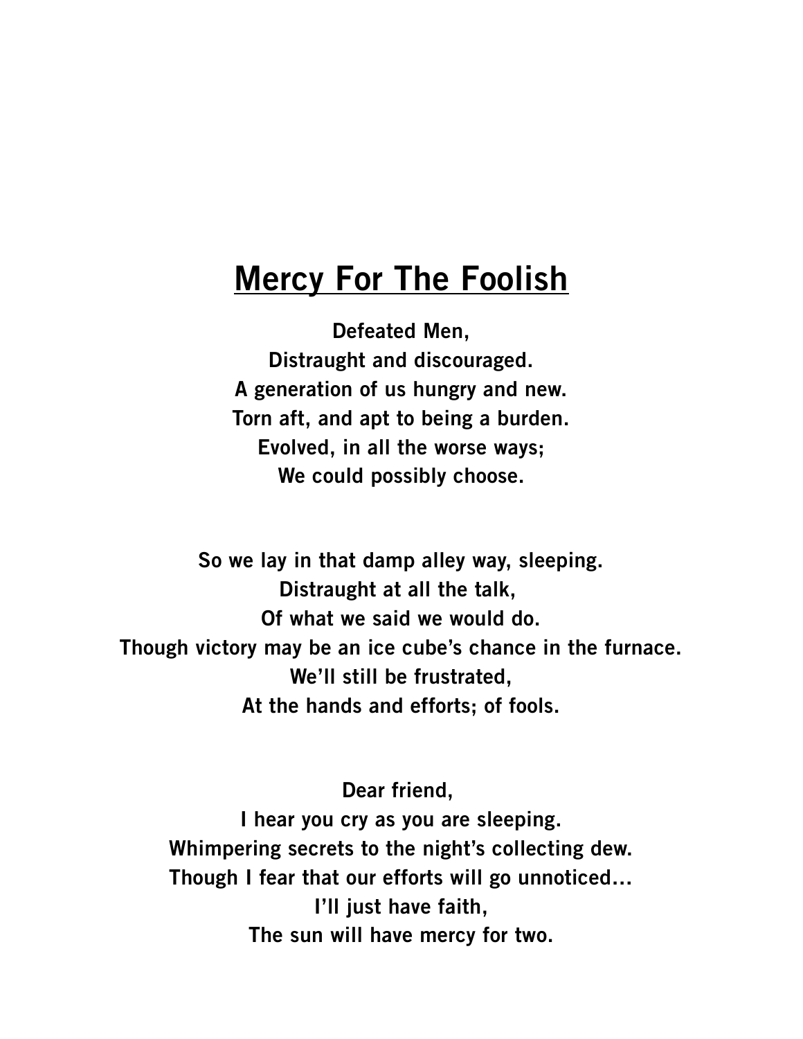# <u>Mercy For The Foolish</u>

**Defeated Men,**
**Distraught and discouraged.**
**A generation of us hungry and new.**
**Torn aft, and apt to being a burden.**
**Evolved, in all the worse ways;**
**We could possibly choose.**

**So we lay in that damp alley way, sleeping.**
**Distraught at all the talk,**
**Of what we said we would do.**
**Though victory may be an ice cube's chance in the furnace.**
**We'll still be frustrated,**
**At the hands and efforts; of fools.**

**Dear friend,**
**I hear you cry as you are sleeping.**
**Whimpering secrets to the night's collecting dew.**
**Though I fear that our efforts will go unnoticed…**
**I'll just have faith,**
**The sun will have mercy for two.**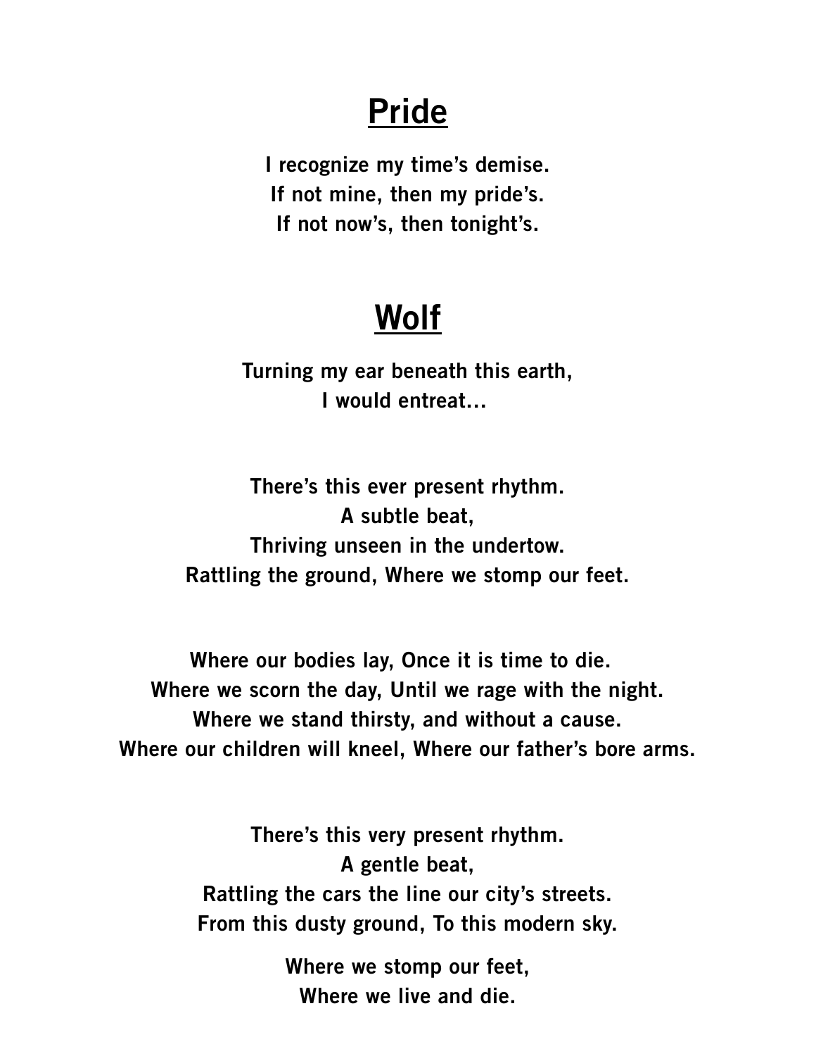# Pride

**I recognize my time's demise.**
**If not mine, then my pride's.**
**If not now's, then tonight's.**

# Wolf

**Turning my ear beneath this earth,**
**I would entreat…**

**There's this ever present rhythm.**
**A subtle beat,**
**Thriving unseen in the undertow.**
**Rattling the ground, Where we stomp our feet.**

**Where our bodies lay, Once it is time to die.**
**Where we scorn the day, Until we rage with the night.**
**Where we stand thirsty, and without a cause.**
**Where our children will kneel, Where our father's bore arms.**

**There's this very present rhythm.**
**A gentle beat,**
**Rattling the cars the line our city's streets.**
**From this dusty ground, To this modern sky.**

**Where we stomp our feet,**
**Where we live and die.**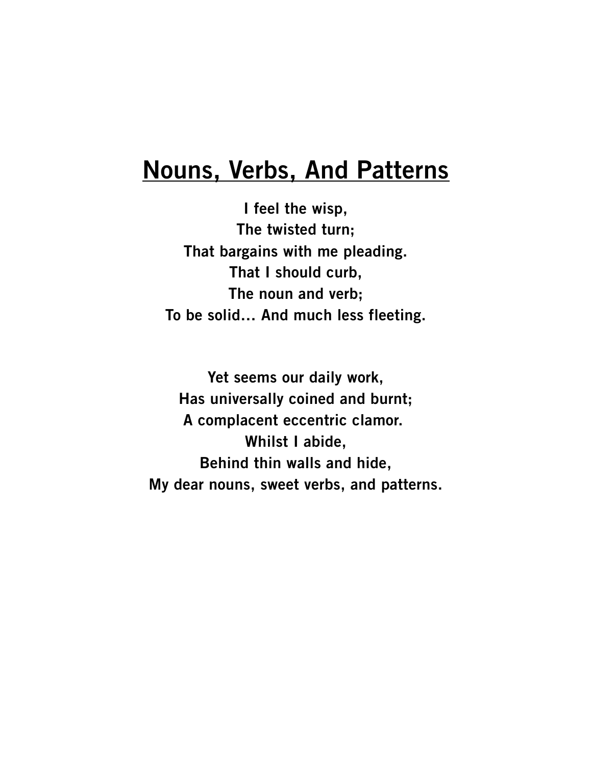# Nouns, Verbs, And Patterns

**I feel the wisp,**
**The twisted turn;**
**That bargains with me pleading.**
**That I should curb,**
**The noun and verb;**
**To be solid… And much less fleeting.**

**Yet seems our daily work,**
**Has universally coined and burnt;**
**A complacent eccentric clamor.**
**Whilst I abide,**
**Behind thin walls and hide,**
**My dear nouns, sweet verbs, and patterns.**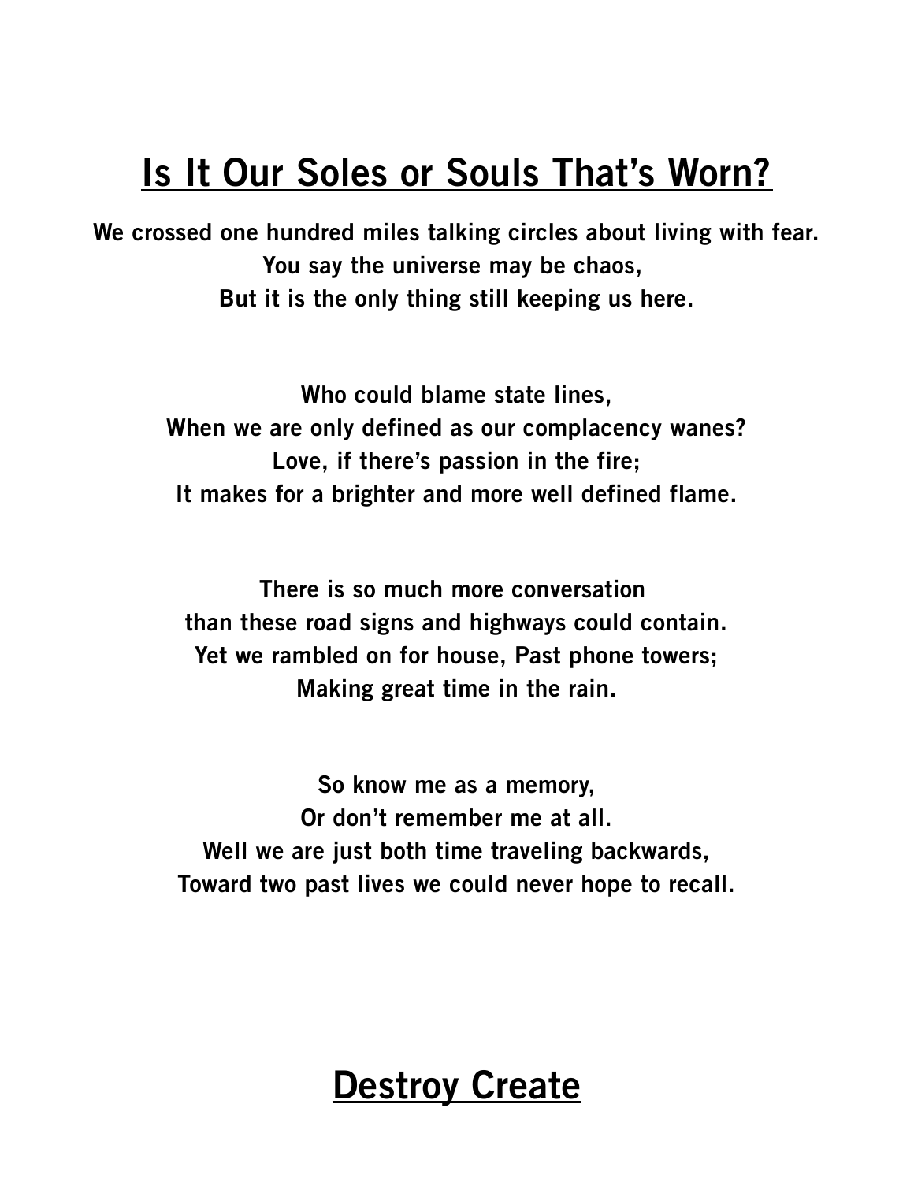# Is It Our Soles or Souls That's Worn?

**We crossed one hundred miles talking circles about living with fear.**
**You say the universe may be chaos,**
**But it is the only thing still keeping us here.**

**Who could blame state lines,**
**When we are only defined as our complacency wanes?**
**Love, if there's passion in the fire;**
**It makes for a brighter and more well defined flame.**

**There is so much more conversation**
**than these road signs and highways could contain.**
**Yet we rambled on for house, Past phone towers;**
**Making great time in the rain.**

**So know me as a memory,**
**Or don't remember me at all.**
**Well we are just both time traveling backwards,**
**Toward two past lives we could never hope to recall.**

# Destroy Create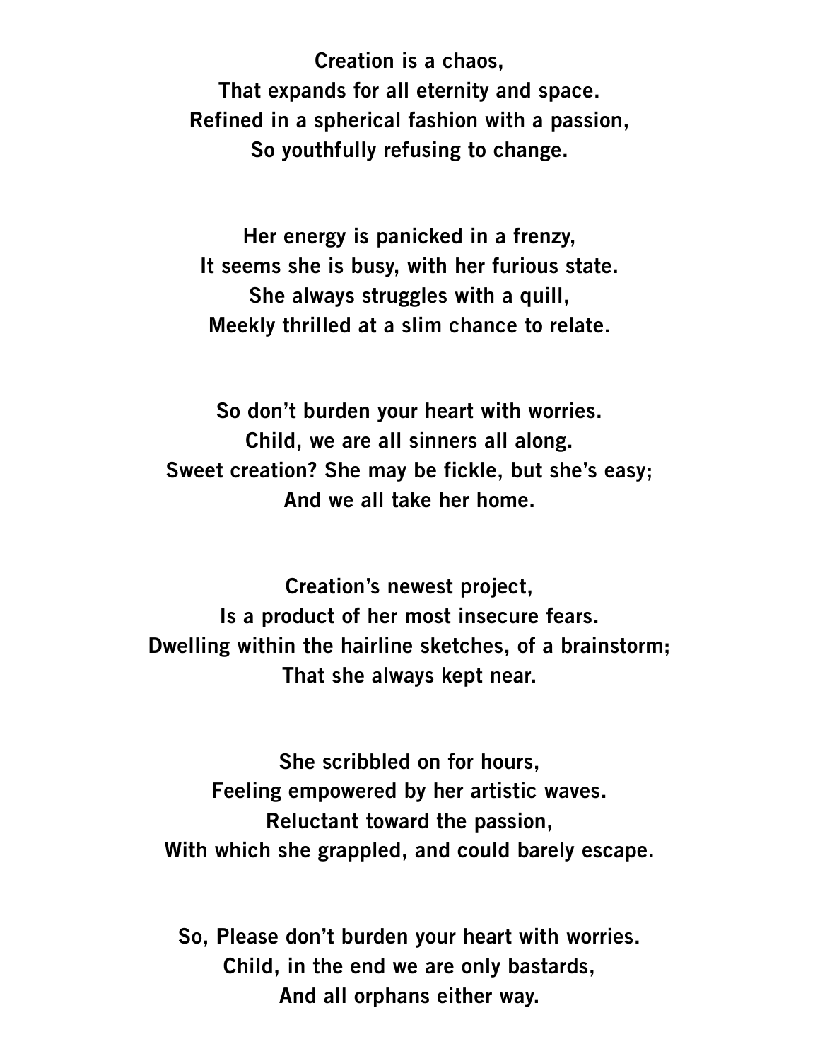**Creation is a chaos,**
**That expands for all eternity and space.**
**Refined in a spherical fashion with a passion,**
**So youthfully refusing to change.**

**Her energy is panicked in a frenzy,**
**It seems she is busy, with her furious state.**
**She always struggles with a quill,**
**Meekly thrilled at a slim chance to relate.**

**So don't burden your heart with worries.**
**Child, we are all sinners all along.**
**Sweet creation? She may be fickle, but she's easy;**
**And we all take her home.**

**Creation's newest project,**
**Is a product of her most insecure fears.**
**Dwelling within the hairline sketches, of a brainstorm;**
**That she always kept near.**

**She scribbled on for hours,**
**Feeling empowered by her artistic waves.**
**Reluctant toward the passion,**
**With which she grappled, and could barely escape.**

**So, Please don't burden your heart with worries.**
**Child, in the end we are only bastards,**
**And all orphans either way.**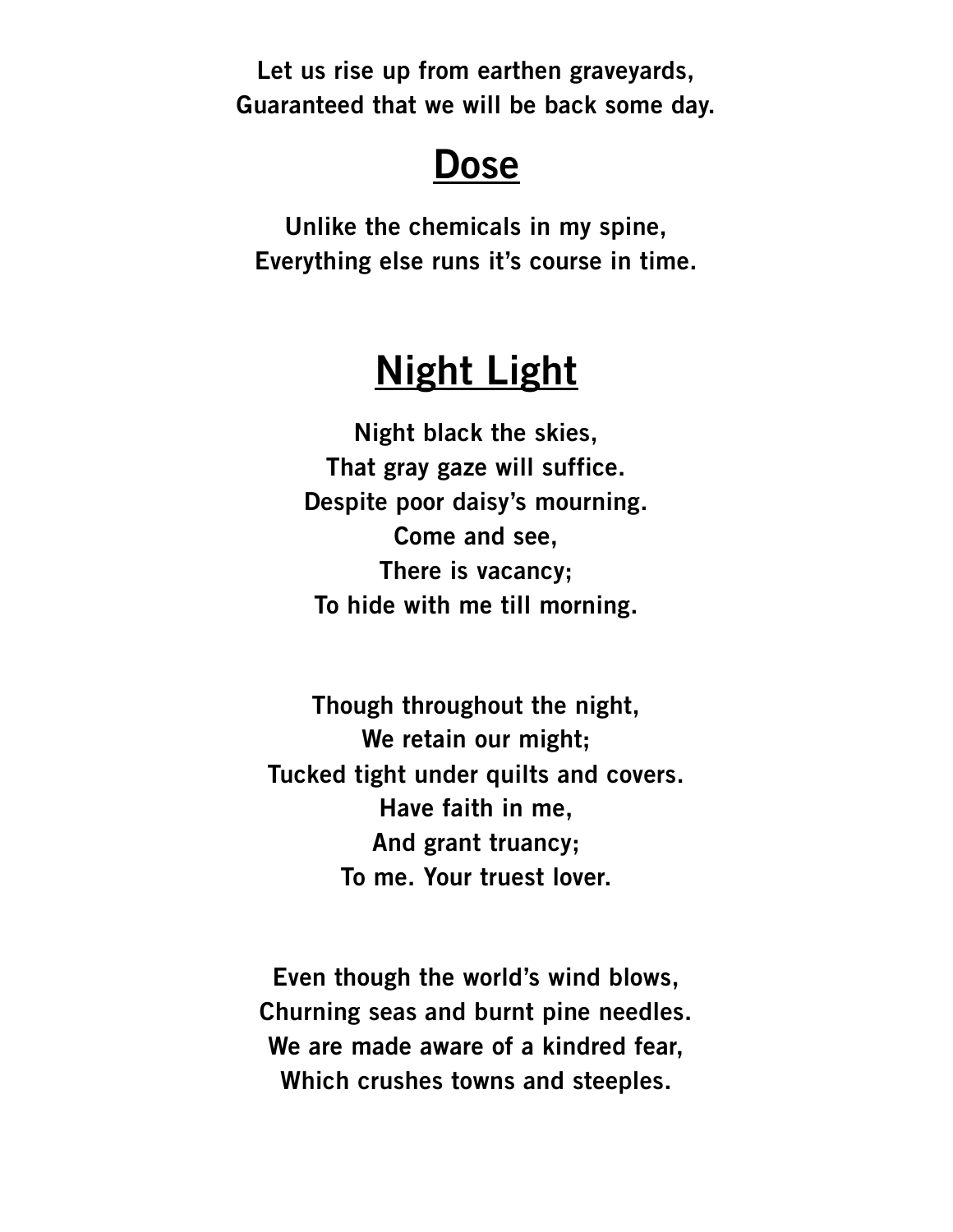Let us rise up from earthen graveyards,
Guaranteed that we will be back some day.

## Dose

Unlike the chemicals in my spine,
Everything else runs it's course in time.

## Night Light

Night black the skies,
That gray gaze will suffice.
Despite poor daisy's mourning.
Come and see,
There is vacancy;
To hide with me till morning.

Though throughout the night,
We retain our might;
Tucked tight under quilts and covers.
Have faith in me,
And grant truancy;
To me. Your truest lover.

Even though the world's wind blows,
Churning seas and burnt pine needles.
We are made aware of a kindred fear,
Which crushes towns and steeples.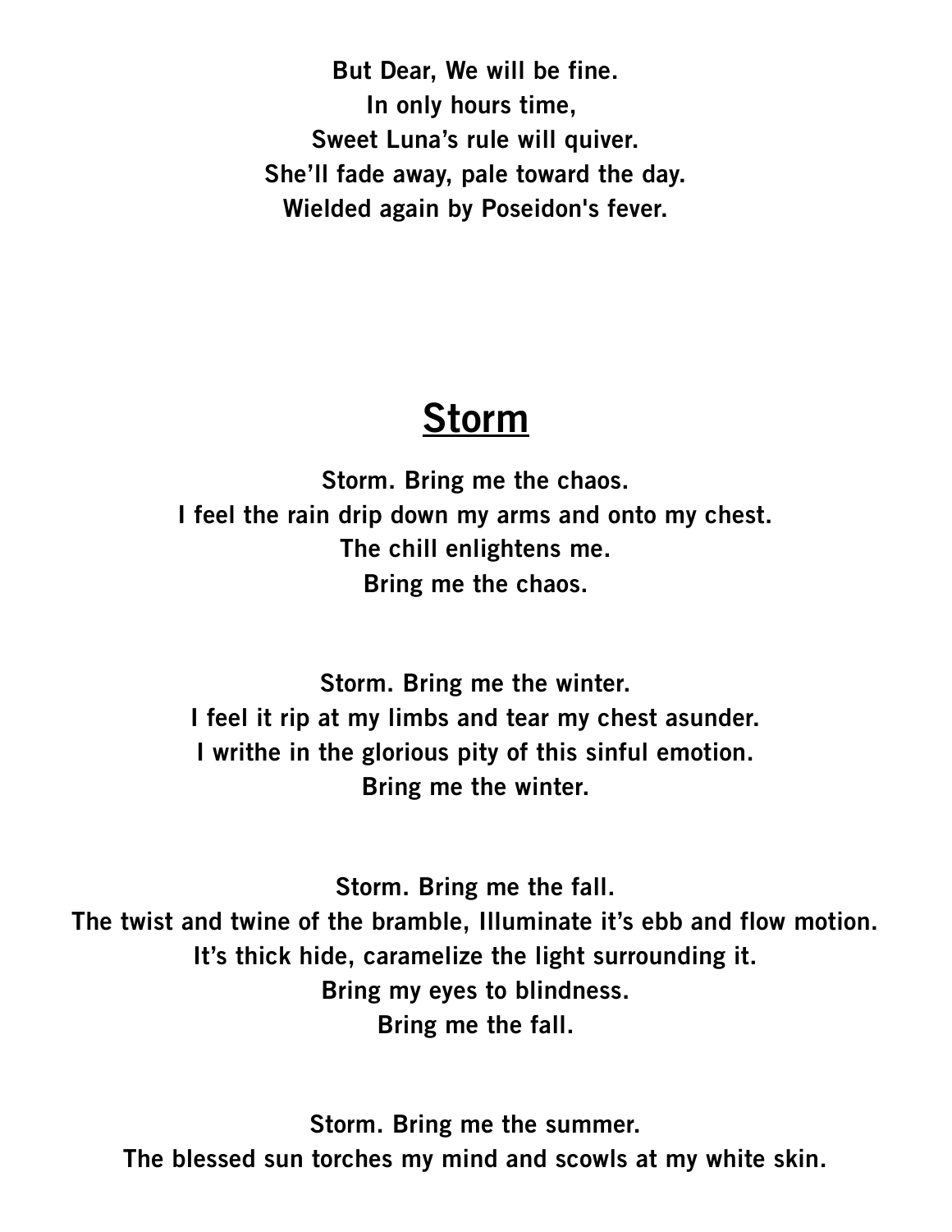**But Dear, We will be fine.**
**In only hours time,**
**Sweet Luna's rule will quiver.**
**She'll fade away, pale toward the day.**
**Wielded again by Poseidon's fever.**

# Storm

**Storm. Bring me the chaos.**
**I feel the rain drip down my arms and onto my chest.**
**The chill enlightens me.**
**Bring me the chaos.**

**Storm. Bring me the winter.**
**I feel it rip at my limbs and tear my chest asunder.**
**I writhe in the glorious pity of this sinful emotion.**
**Bring me the winter.**

**Storm. Bring me the fall.**
**The twist and twine of the bramble, Illuminate it's ebb and flow motion.**
**It's thick hide, caramelize the light surrounding it.**
**Bring my eyes to blindness.**
**Bring me the fall.**

**Storm. Bring me the summer.**
**The blessed sun torches my mind and scowls at my white skin.**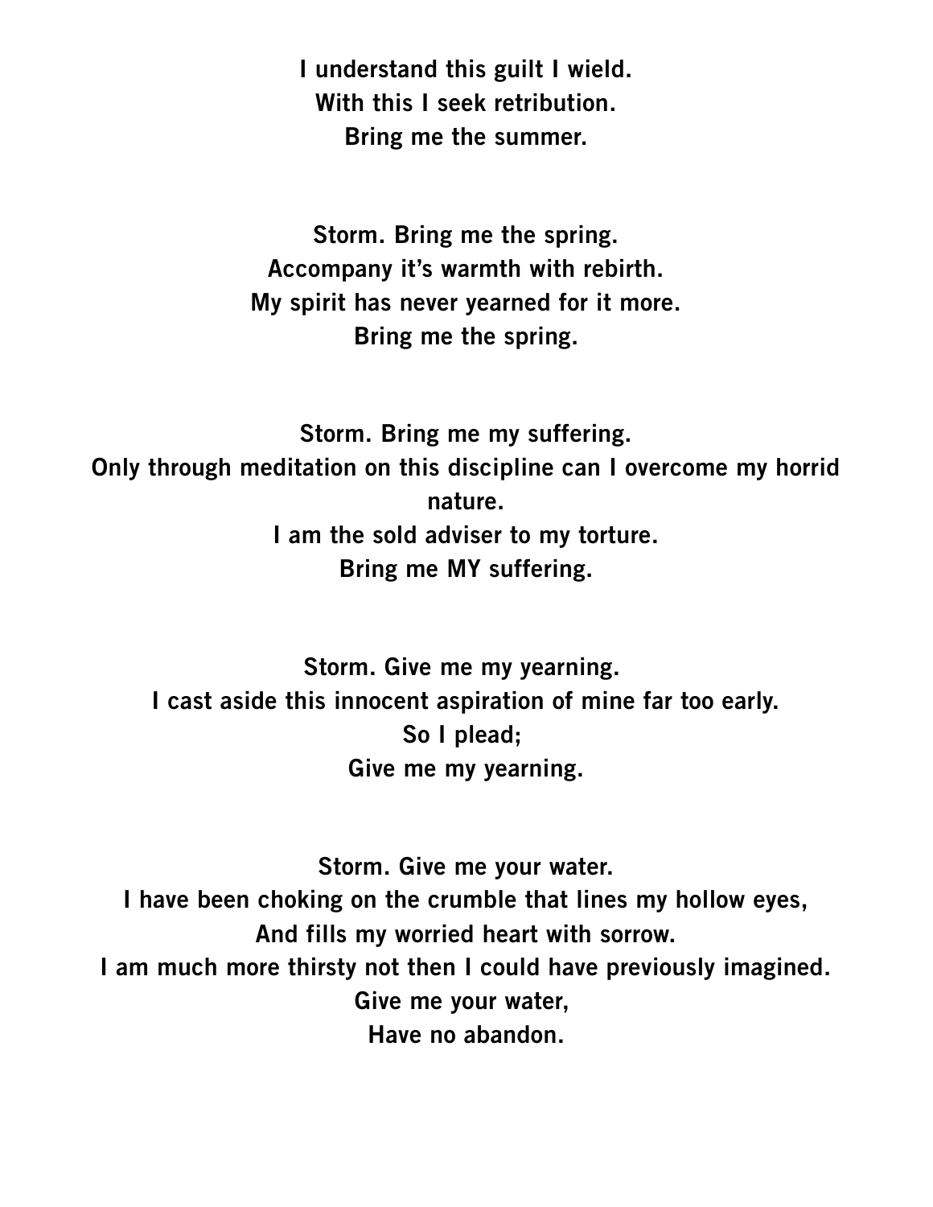**I understand this guilt I wield.**
**With this I seek retribution.**
**Bring me the summer.**

**Storm. Bring me the spring.**
**Accompany it's warmth with rebirth.**
**My spirit has never yearned for it more.**
**Bring me the spring.**

**Storm. Bring me my suffering.**
**Only through meditation on this discipline can I overcome my horrid nature.**
**I am the sold adviser to my torture.**
**Bring me MY suffering.**

**Storm. Give me my yearning.**
**I cast aside this innocent aspiration of mine far too early.**
**So I plead;**
**Give me my yearning.**

**Storm. Give me your water.**
**I have been choking on the crumble that lines my hollow eyes,**
**And fills my worried heart with sorrow.**
**I am much more thirsty not then I could have previously imagined.**
**Give me your water,**
**Have no abandon.**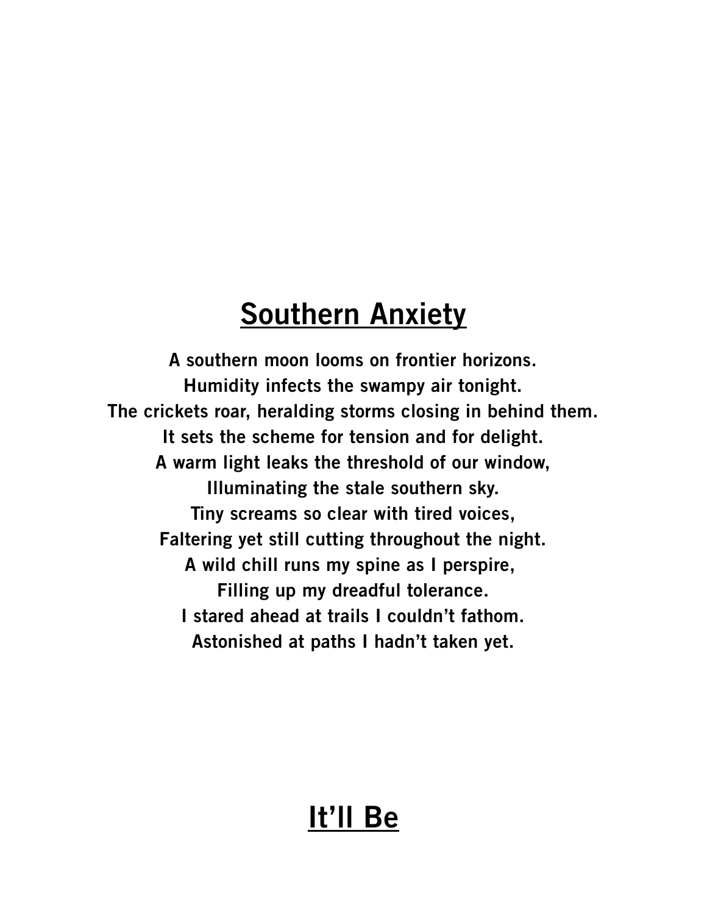# Southern Anxiety

**A southern moon looms on frontier horizons.**
**Humidity infects the swampy air tonight.**
**The crickets roar, heralding storms closing in behind them.**
**It sets the scheme for tension and for delight.**
**A warm light leaks the threshold of our window,**
**Illuminating the stale southern sky.**
**Tiny screams so clear with tired voices,**
**Faltering yet still cutting throughout the night.**
**A wild chill runs my spine as I perspire,**
**Filling up my dreadful tolerance.**
**I stared ahead at trails I couldn't fathom.**
**Astonished at paths I hadn't taken yet.**

# It'll Be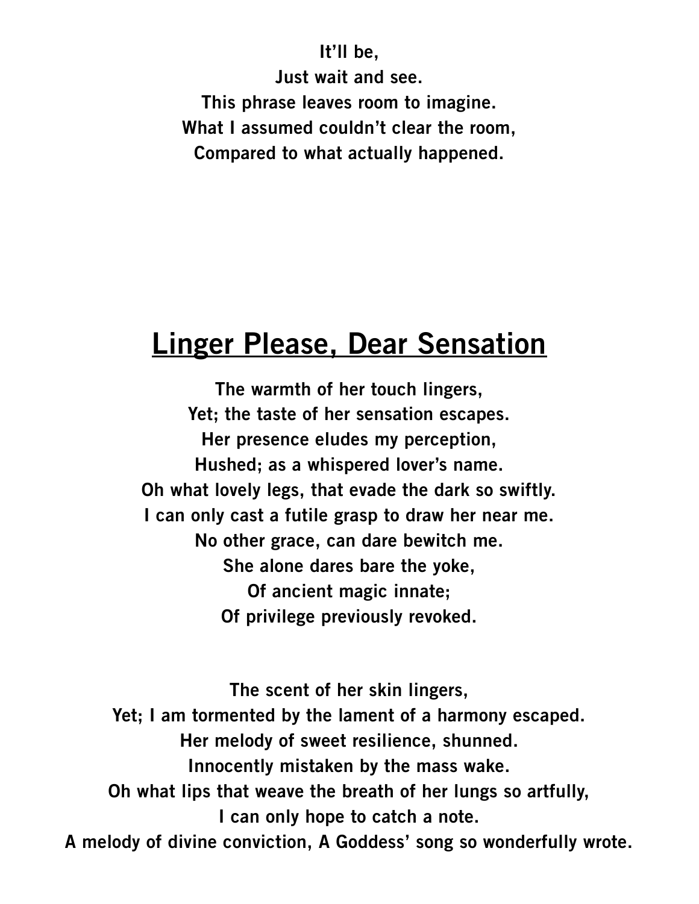**It'll be,**
**Just wait and see.**
**This phrase leaves room to imagine.**
**What I assumed couldn't clear the room,**
**Compared to what actually happened.**

## Linger Please, Dear Sensation

**The warmth of her touch lingers,**
**Yet; the taste of her sensation escapes.**
**Her presence eludes my perception,**
**Hushed; as a whispered lover's name.**
**Oh what lovely legs, that evade the dark so swiftly.**
**I can only cast a futile grasp to draw her near me.**
**No other grace, can dare bewitch me.**
**She alone dares bare the yoke,**
**Of ancient magic innate;**
**Of privilege previously revoked.**

**The scent of her skin lingers,**
**Yet; I am tormented by the lament of a harmony escaped.**
**Her melody of sweet resilience, shunned.**
**Innocently mistaken by the mass wake.**
**Oh what lips that weave the breath of her lungs so artfully,**
**I can only hope to catch a note.**
**A melody of divine conviction, A Goddess' song so wonderfully wrote.**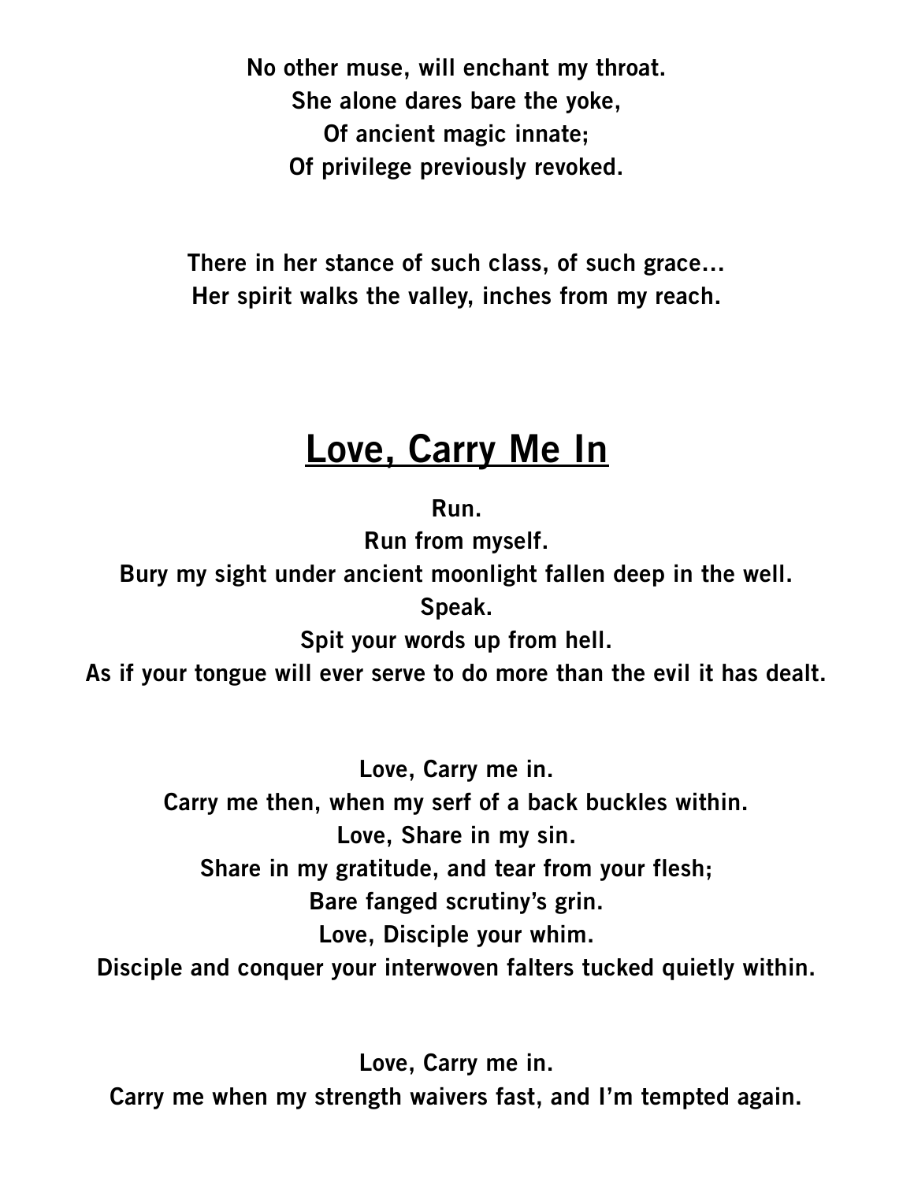No other muse, will enchant my throat.
She alone dares bare the yoke,
Of ancient magic innate;
Of privilege previously revoked.

There in her stance of such class, of such grace…
Her spirit walks the valley, inches from my reach.

## Love, Carry Me In

Run.
Run from myself.
Bury my sight under ancient moonlight fallen deep in the well.
Speak.
Spit your words up from hell.
As if your tongue will ever serve to do more than the evil it has dealt.

Love, Carry me in.
Carry me then, when my serf of a back buckles within.
Love, Share in my sin.
Share in my gratitude, and tear from your flesh;
Bare fanged scrutiny's grin.
Love, Disciple your whim.
Disciple and conquer your interwoven falters tucked quietly within.

Love, Carry me in.
Carry me when my strength waivers fast, and I'm tempted again.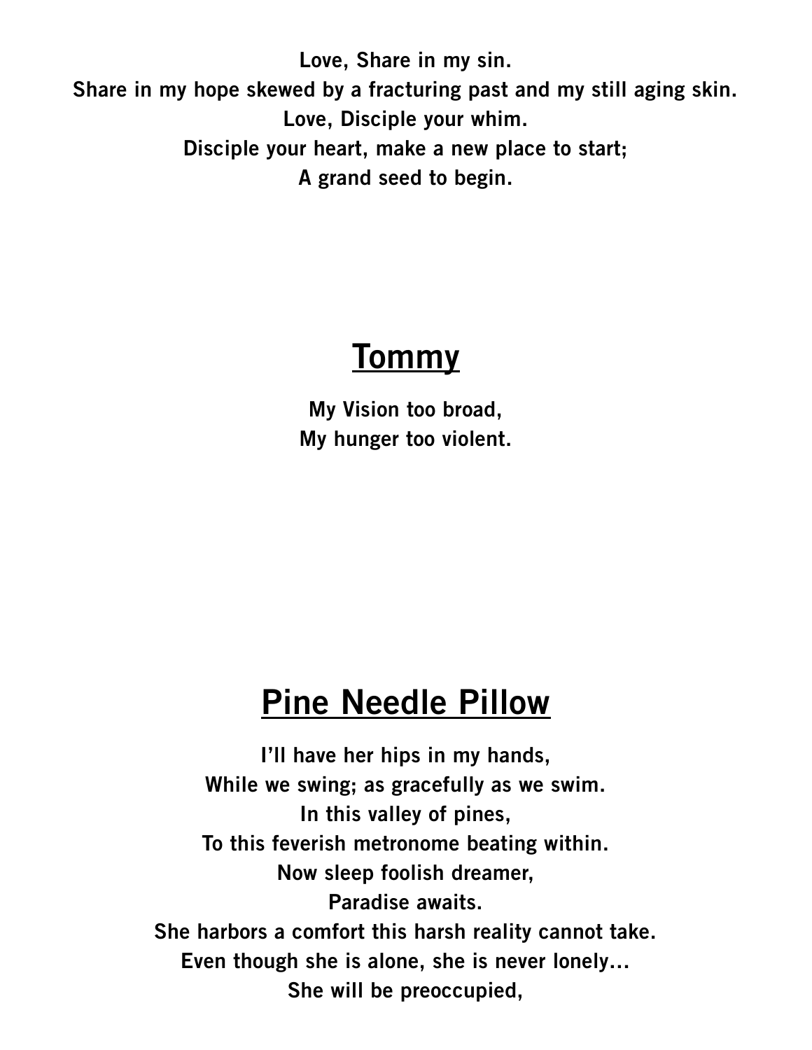**Love, Share in my sin.**
**Share in my hope skewed by a fracturing past and my still aging skin.**
**Love, Disciple your whim.**
**Disciple your heart, make a new place to start;**
**A grand seed to begin.**

## Tommy

**My Vision too broad,**
**My hunger too violent.**

# Pine Needle Pillow

**I'll have her hips in my hands,**
**While we swing; as gracefully as we swim.**
**In this valley of pines,**
**To this feverish metronome beating within.**
**Now sleep foolish dreamer,**
**Paradise awaits.**
**She harbors a comfort this harsh reality cannot take.**
**Even though she is alone, she is never lonely…**
**She will be preoccupied,**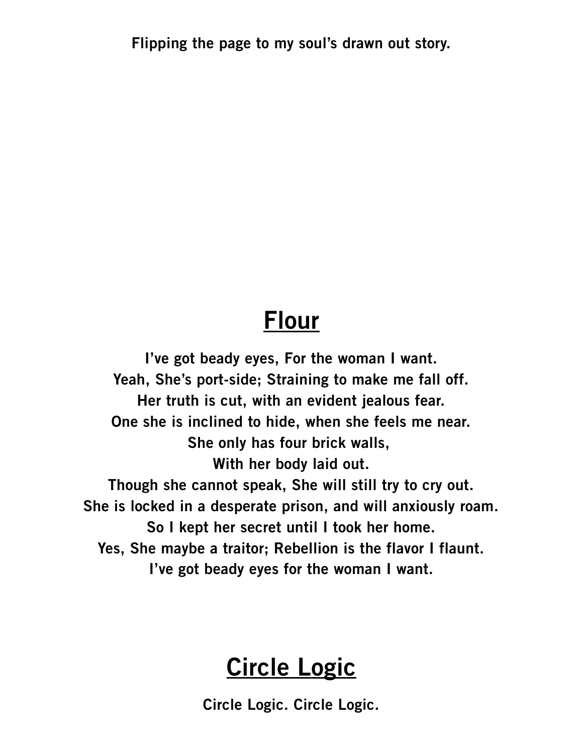**Flipping the page to my soul's drawn out story.**

## Flour

**I've got beady eyes, For the woman I want.**
**Yeah, She's port-side; Straining to make me fall off.**
**Her truth is cut, with an evident jealous fear.**
**One she is inclined to hide, when she feels me near.**
**She only has four brick walls,**
**With her body laid out.**
**Though she cannot speak, She will still try to cry out.**
**She is locked in a desperate prison, and will anxiously roam.**
**So I kept her secret until I took her home.**
**Yes, She maybe a traitor; Rebellion is the flavor I flaunt.**
**I've got beady eyes for the woman I want.**

## Circle Logic

**Circle Logic. Circle Logic.**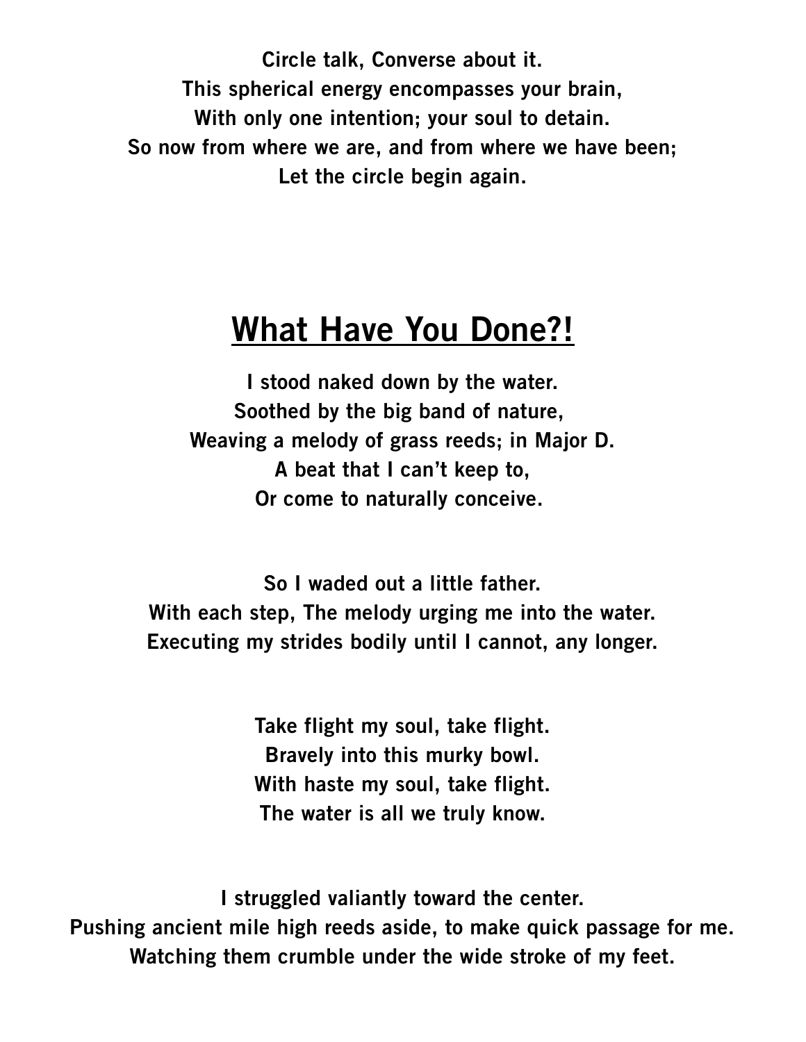**Circle talk, Converse about it.**
**This spherical energy encompasses your brain,**
**With only one intention; your soul to detain.**
**So now from where we are, and from where we have been;**
**Let the circle begin again.**

## What Have You Done?!

**I stood naked down by the water.**
**Soothed by the big band of nature,**
**Weaving a melody of grass reeds; in Major D.**
**A beat that I can't keep to,**
**Or come to naturally conceive.**

**So I waded out a little father.**
**With each step, The melody urging me into the water.**
**Executing my strides bodily until I cannot, any longer.**

**Take flight my soul, take flight.**
**Bravely into this murky bowl.**
**With haste my soul, take flight.**
**The water is all we truly know.**

**I struggled valiantly toward the center.**
**Pushing ancient mile high reeds aside, to make quick passage for me.**
**Watching them crumble under the wide stroke of my feet.**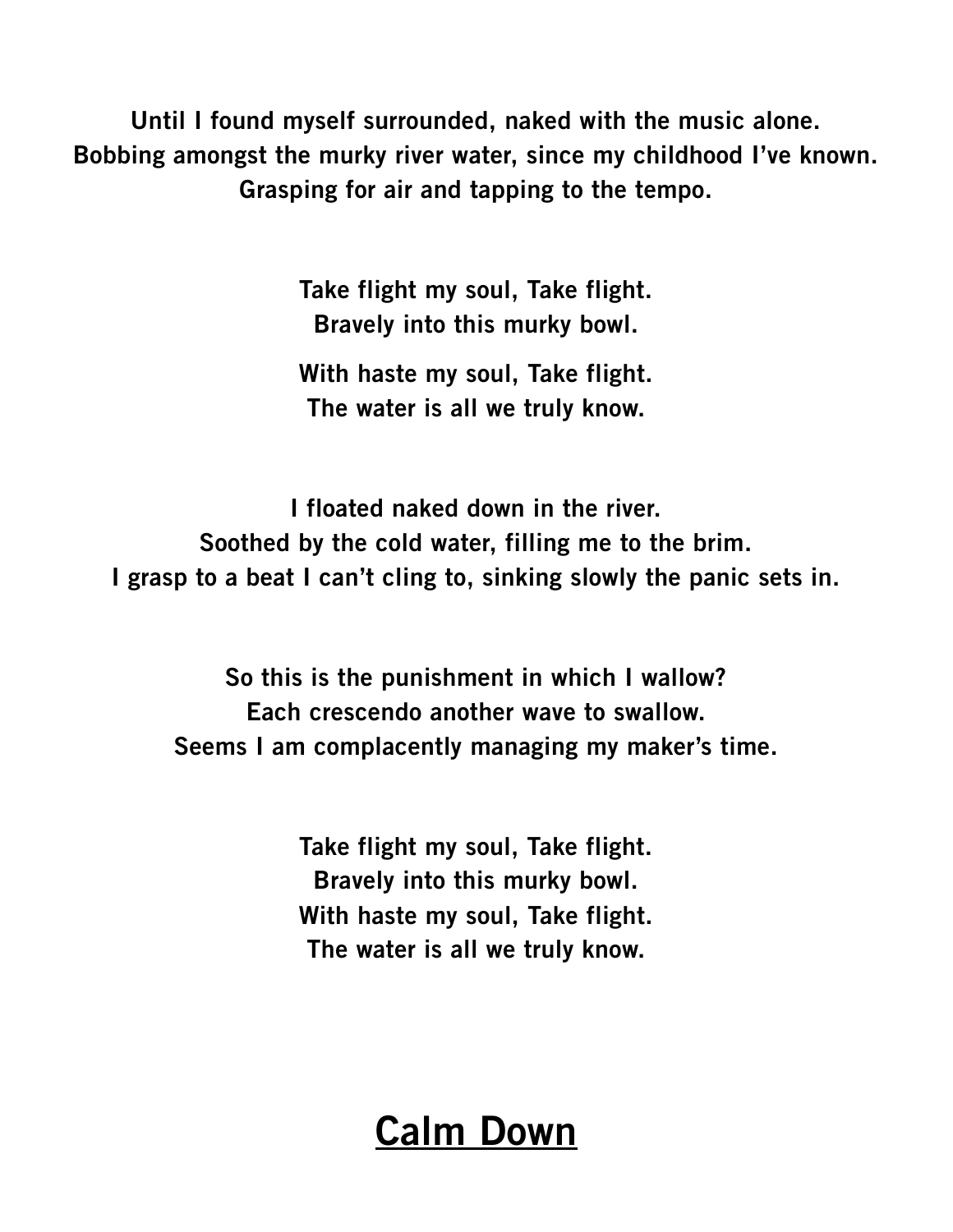**Until I found myself surrounded, naked with the music alone.**
**Bobbing amongst the murky river water, since my childhood I've known.**
**Grasping for air and tapping to the tempo.**

**Take flight my soul, Take flight.**
**Bravely into this murky bowl.**

**With haste my soul, Take flight.**
**The water is all we truly know.**

**I floated naked down in the river.**
**Soothed by the cold water, filling me to the brim.**
**I grasp to a beat I can't cling to, sinking slowly the panic sets in.**

**So this is the punishment in which I wallow?**
**Each crescendo another wave to swallow.**
**Seems I am complacently managing my maker's time.**

**Take flight my soul, Take flight.**
**Bravely into this murky bowl.**
**With haste my soul, Take flight.**
**The water is all we truly know.**

# Calm Down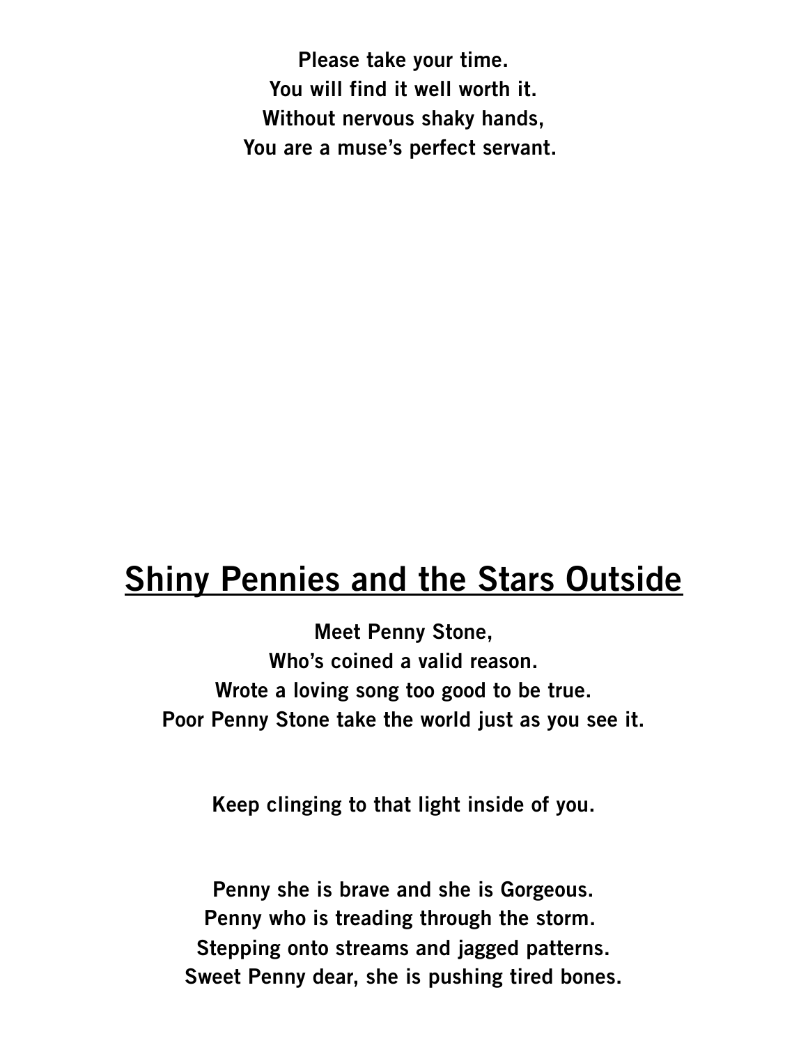**Please take your time.**
**You will find it well worth it.**
**Without nervous shaky hands,**
**You are a muse's perfect servant.**

# Shiny Pennies and the Stars Outside

**Meet Penny Stone,**
**Who's coined a valid reason.**
**Wrote a loving song too good to be true.**
**Poor Penny Stone take the world just as you see it.**

**Keep clinging to that light inside of you.**

**Penny she is brave and she is Gorgeous.**
**Penny who is treading through the storm.**
**Stepping onto streams and jagged patterns.**
**Sweet Penny dear, she is pushing tired bones.**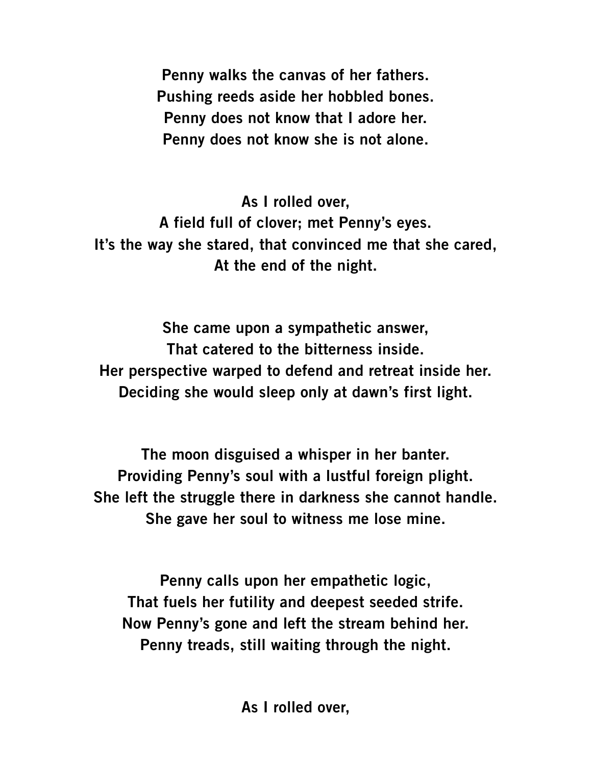**Penny walks the canvas of her fathers.**
**Pushing reeds aside her hobbled bones.**
**Penny does not know that I adore her.**
**Penny does not know she is not alone.**

**As I rolled over,**
**A field full of clover; met Penny's eyes.**
**It's the way she stared, that convinced me that she cared,**
**At the end of the night.**

**She came upon a sympathetic answer,**
**That catered to the bitterness inside.**
**Her perspective warped to defend and retreat inside her.**
**Deciding she would sleep only at dawn's first light.**

**The moon disguised a whisper in her banter.**
**Providing Penny's soul with a lustful foreign plight.**
**She left the struggle there in darkness she cannot handle.**
**She gave her soul to witness me lose mine.**

**Penny calls upon her empathetic logic,**
**That fuels her futility and deepest seeded strife.**
**Now Penny's gone and left the stream behind her.**
**Penny treads, still waiting through the night.**

**As I rolled over,**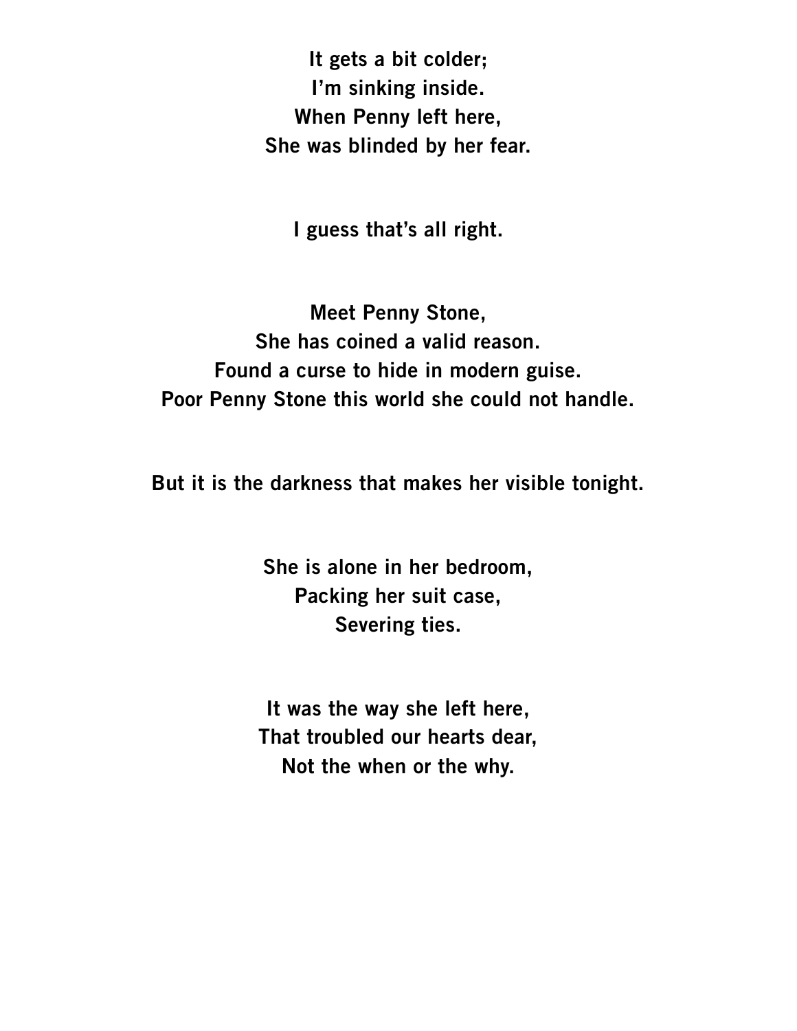**It gets a bit colder;**
**I'm sinking inside.**
**When Penny left here,**
**She was blinded by her fear.**

**I guess that's all right.**

**Meet Penny Stone,**
**She has coined a valid reason.**
**Found a curse to hide in modern guise.**
**Poor Penny Stone this world she could not handle.**

**But it is the darkness that makes her visible tonight.**

**She is alone in her bedroom,**
**Packing her suit case,**
**Severing ties.**

**It was the way she left here,**
**That troubled our hearts dear,**
**Not the when or the why.**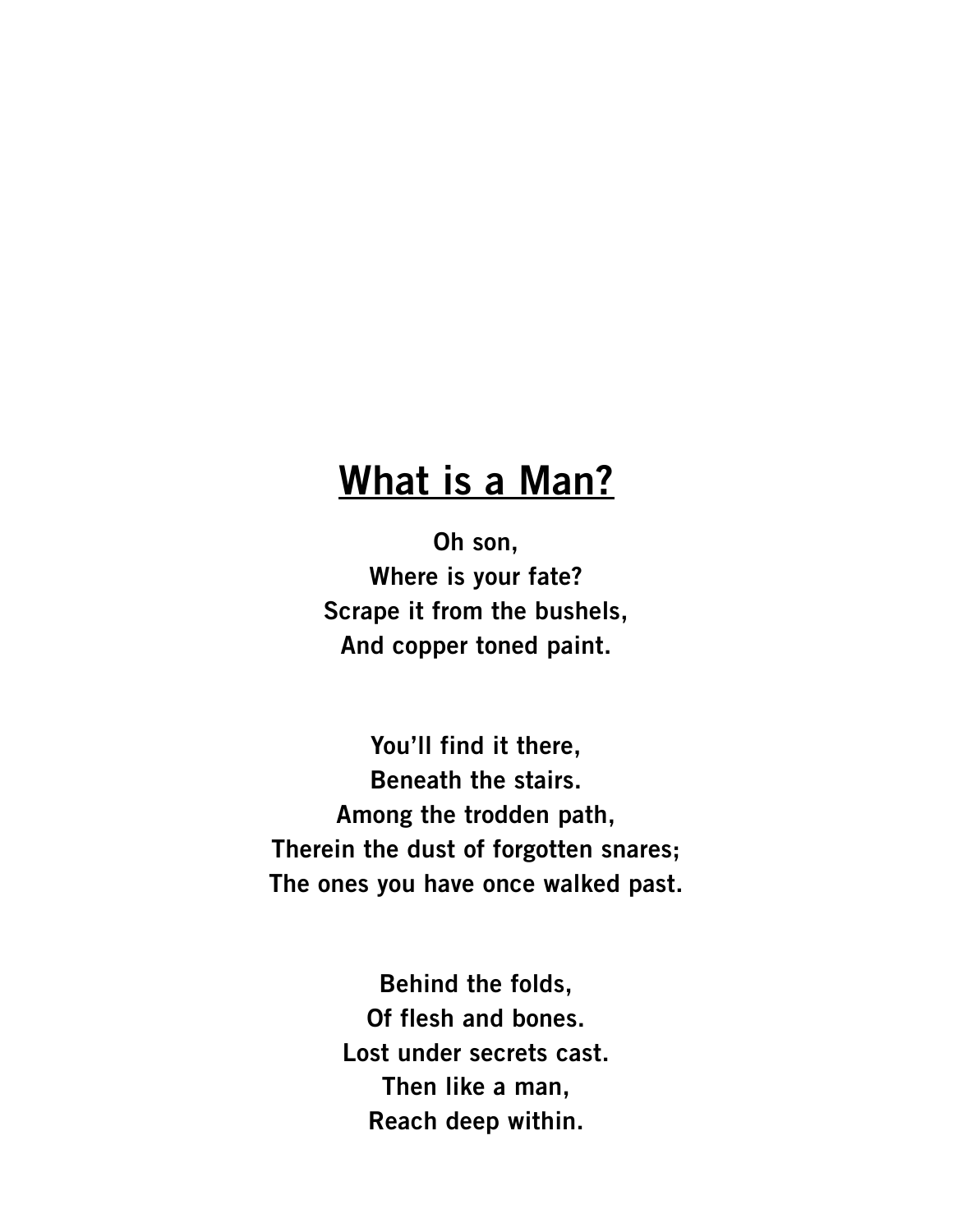## What is a Man?

**Oh son,**
**Where is your fate?**
**Scrape it from the bushels,**
**And copper toned paint.**

**You'll find it there,**
**Beneath the stairs.**
**Among the trodden path,**
**Therein the dust of forgotten snares;**
**The ones you have once walked past.**

**Behind the folds,**
**Of flesh and bones.**
**Lost under secrets cast.**
**Then like a man,**
**Reach deep within.**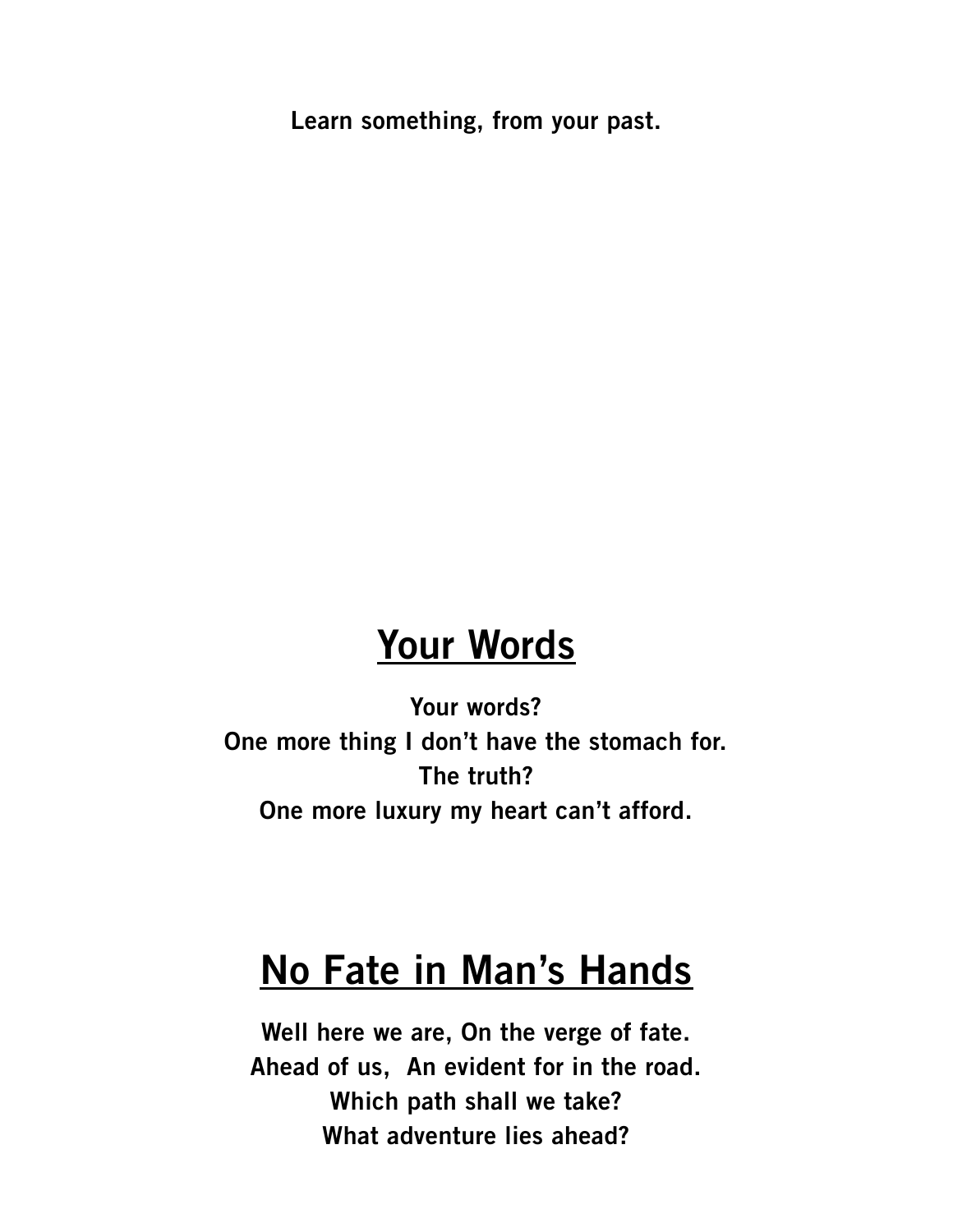**Learn something, from your past.**

## Your Words

**Your words?**
**One more thing I don't have the stomach for.**
**The truth?**
**One more luxury my heart can't afford.**

## No Fate in Man's Hands

**Well here we are, On the verge of fate.**
**Ahead of us,  An evident for in the road.**
**Which path shall we take?**
**What adventure lies ahead?**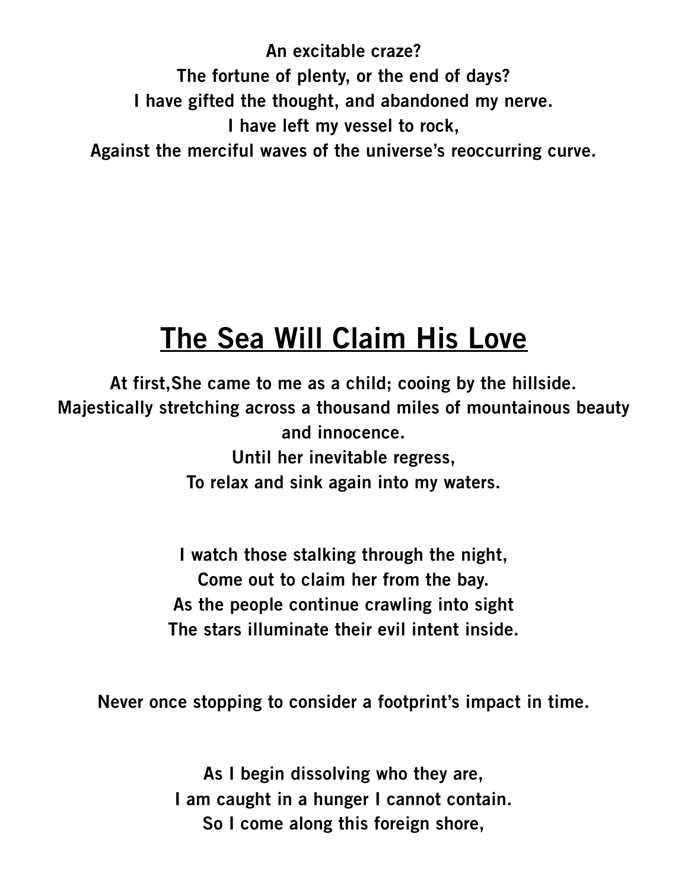**An excitable craze?**
**The fortune of plenty, or the end of days?**
**I have gifted the thought, and abandoned my nerve.**
**I have left my vessel to rock,**
**Against the merciful waves of the universe's reoccurring curve.**

## The Sea Will Claim His Love

**At first,She came to me as a child; cooing by the hillside.**
**Majestically stretching across a thousand miles of mountainous beauty and innocence.**
**Until her inevitable regress,**
**To relax and sink again into my waters.**

**I watch those stalking through the night,**
**Come out to claim her from the bay.**
**As the people continue crawling into sight**
**The stars illuminate their evil intent inside.**

**Never once stopping to consider a footprint's impact in time.**

**As I begin dissolving who they are,**
**I am caught in a hunger I cannot contain.**
**So I come along this foreign shore,**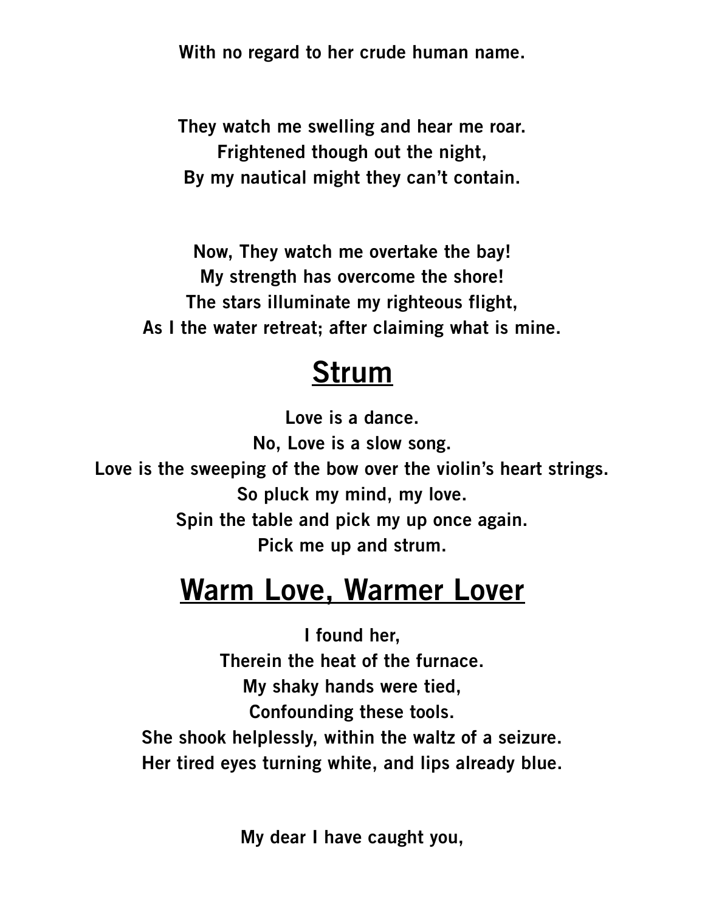With no regard to her crude human name.

They watch me swelling and hear me roar.  
Frightened though out the night,  
By my nautical might they can't contain.

Now, They watch me overtake the bay!  
My strength has overcome the shore!  
The stars illuminate my righteous flight,  
As I the water retreat; after claiming what is mine.

## Strum

Love is a dance.  
No, Love is a slow song.  
Love is the sweeping of the bow over the violin's heart strings.  
So pluck my mind, my love.  
Spin the table and pick my up once again.  
Pick me up and strum.

## Warm Love, Warmer Lover

I found her,  
Therein the heat of the furnace.  
My shaky hands were tied,  
Confounding these tools.  
She shook helplessly, within the waltz of a seizure.  
Her tired eyes turning white, and lips already blue.

My dear I have caught you,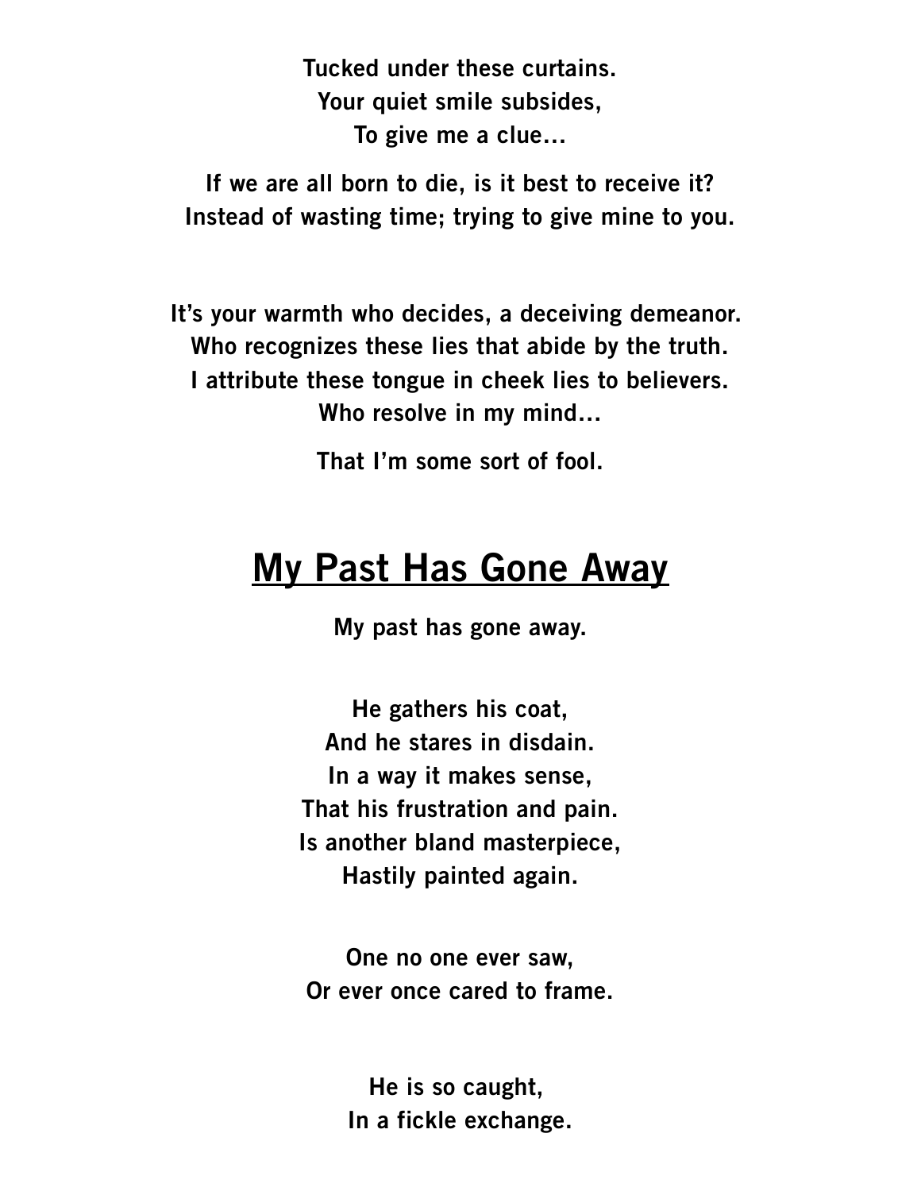**Tucked under these curtains.**
**Your quiet smile subsides,**
**To give me a clue…**

**If we are all born to die, is it best to receive it?**
**Instead of wasting time; trying to give mine to you.**

**It's your warmth who decides, a deceiving demeanor.**
**Who recognizes these lies that abide by the truth.**
**I attribute these tongue in cheek lies to believers.**
**Who resolve in my mind…**

**That I'm some sort of fool.**

## My Past Has Gone Away

**My past has gone away.**

**He gathers his coat,**
**And he stares in disdain.**
**In a way it makes sense,**
**That his frustration and pain.**
**Is another bland masterpiece,**
**Hastily painted again.**

**One no one ever saw,**
**Or ever once cared to frame.**

**He is so caught,**
**In a fickle exchange.**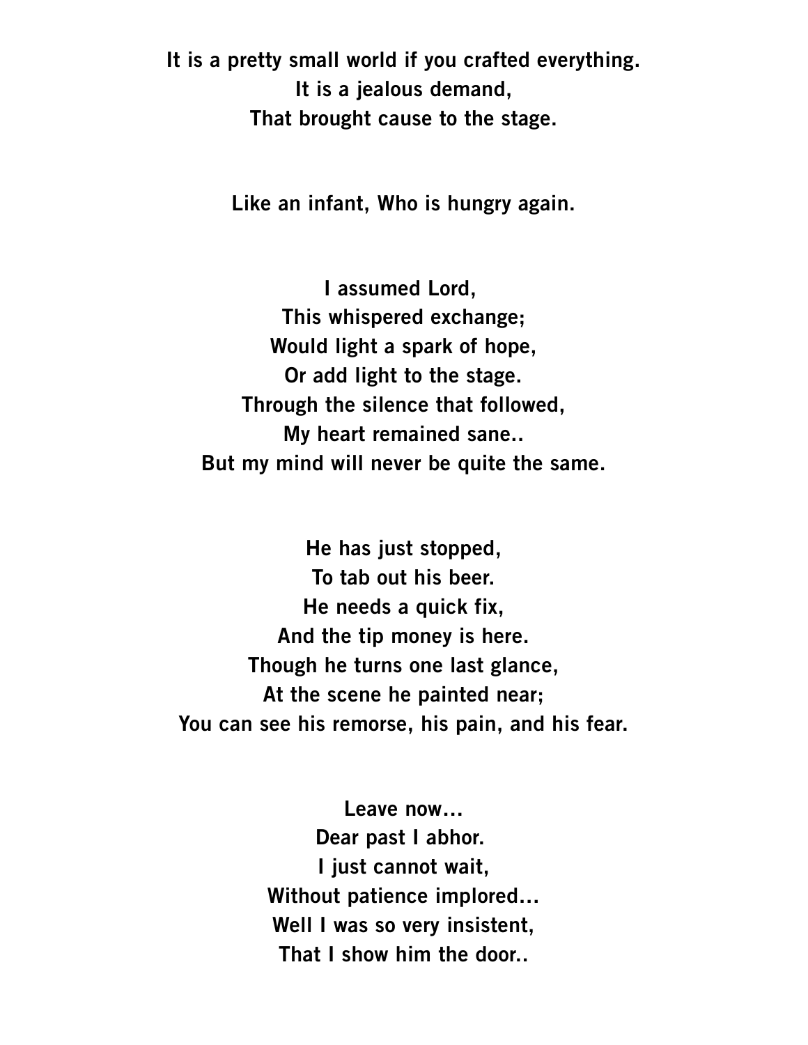**It is a pretty small world if you crafted everything.**  
**It is a jealous demand,**  
**That brought cause to the stage.**

**Like an infant, Who is hungry again.**

**I assumed Lord,**  
**This whispered exchange;**  
**Would light a spark of hope,**  
**Or add light to the stage.**  
**Through the silence that followed,**  
**My heart remained sane..**  
**But my mind will never be quite the same.**

**He has just stopped,**  
**To tab out his beer.**  
**He needs a quick fix,**  
**And the tip money is here.**  
**Though he turns one last glance,**  
**At the scene he painted near;**  
**You can see his remorse, his pain, and his fear.**

**Leave now…**  
**Dear past I abhor.**  
**I just cannot wait,**  
**Without patience implored…**  
**Well I was so very insistent,**  
**That I show him the door..**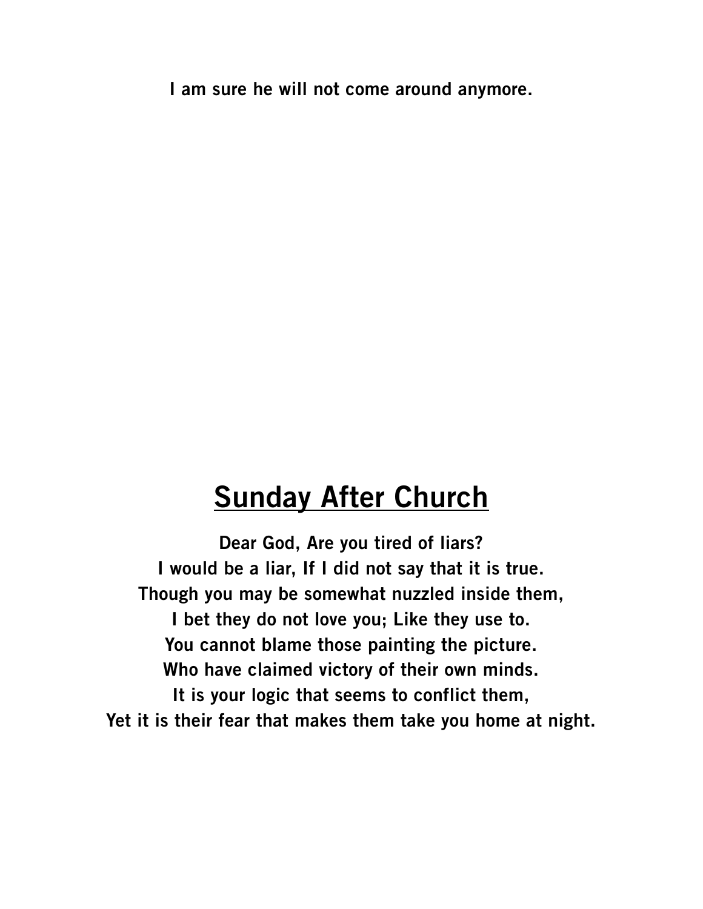**I am sure he will not come around anymore.**

## Sunday After Church

**Dear God, Are you tired of liars?**
**I would be a liar, If I did not say that it is true.**
**Though you may be somewhat nuzzled inside them,**
**I bet they do not love you; Like they use to.**
**You cannot blame those painting the picture.**
**Who have claimed victory of their own minds.**
**It is your logic that seems to conflict them,**
**Yet it is their fear that makes them take you home at night.**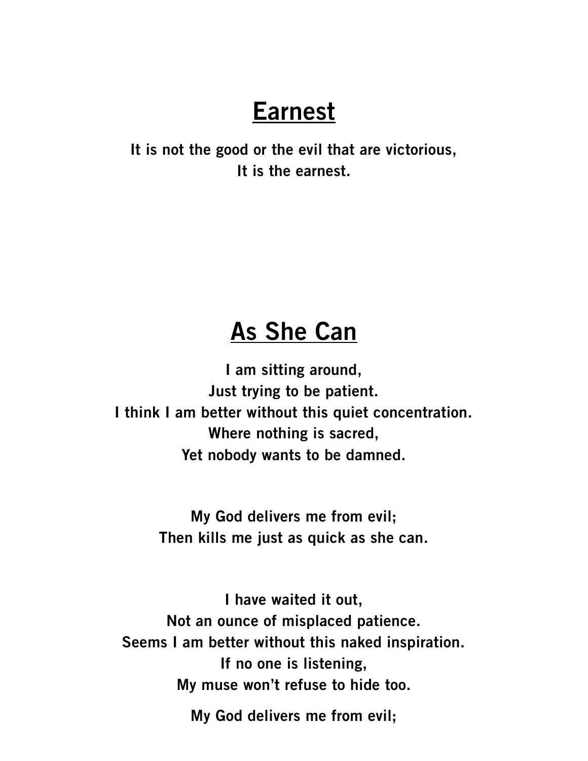## Earnest

**It is not the good or the evil that are victorious,
It is the earnest.**

## As She Can

**I am sitting around,
Just trying to be patient.
I think I am better without this quiet concentration.
Where nothing is sacred,
Yet nobody wants to be damned.**

**My God delivers me from evil;
Then kills me just as quick as she can.**

**I have waited it out,
Not an ounce of misplaced patience.
Seems I am better without this naked inspiration.
If no one is listening,
My muse won't refuse to hide too.**

**My God delivers me from evil;**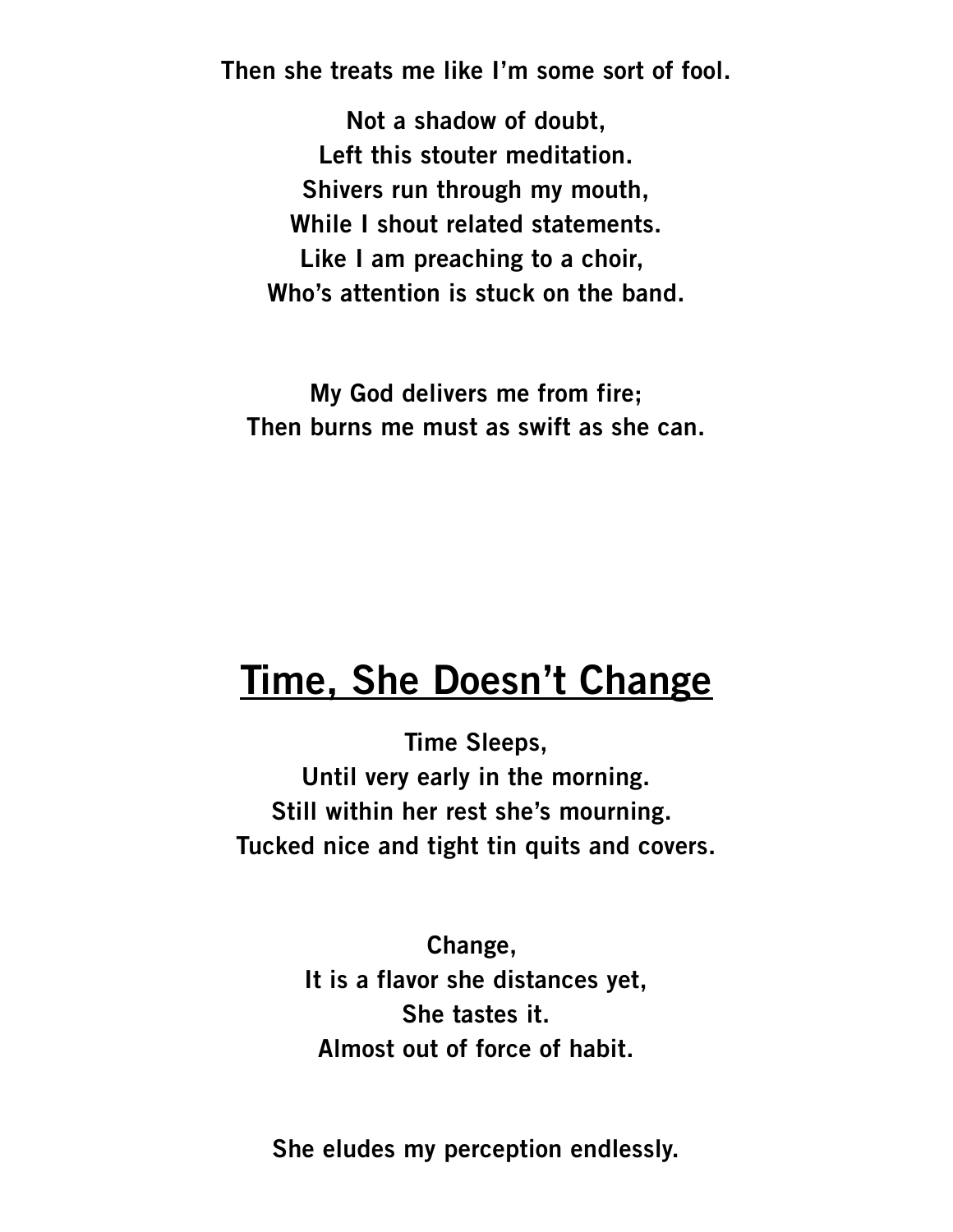**Then she treats me like I'm some sort of fool.**

**Not a shadow of doubt,**
**Left this stouter meditation.**
**Shivers run through my mouth,**
**While I shout related statements.**
**Like I am preaching to a choir,**
**Who's attention is stuck on the band.**

**My God delivers me from fire;**
**Then burns me must as swift as she can.**

## Time, She Doesn't Change

**Time Sleeps,**
**Until very early in the morning.**
**Still within her rest she's mourning.**
**Tucked nice and tight tin quits and covers.**

**Change,**
**It is a flavor she distances yet,**
**She tastes it.**
**Almost out of force of habit.**

**She eludes my perception endlessly.**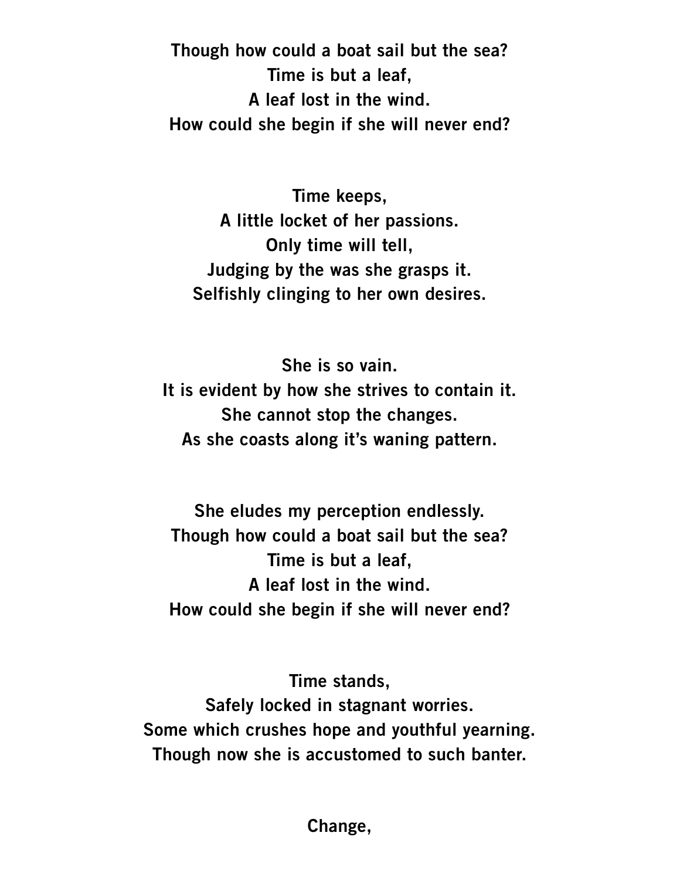**Though how could a boat sail but the sea?**
**Time is but a leaf,**
**A leaf lost in the wind.**
**How could she begin if she will never end?**

**Time keeps,**
**A little locket of her passions.**
**Only time will tell,**
**Judging by the was she grasps it.**
**Selfishly clinging to her own desires.**

**She is so vain.**
**It is evident by how she strives to contain it.**
**She cannot stop the changes.**
**As she coasts along it's waning pattern.**

**She eludes my perception endlessly.**
**Though how could a boat sail but the sea?**
**Time is but a leaf,**
**A leaf lost in the wind.**
**How could she begin if she will never end?**

**Time stands,**
**Safely locked in stagnant worries.**
**Some which crushes hope and youthful yearning.**
**Though now she is accustomed to such banter.**

**Change,**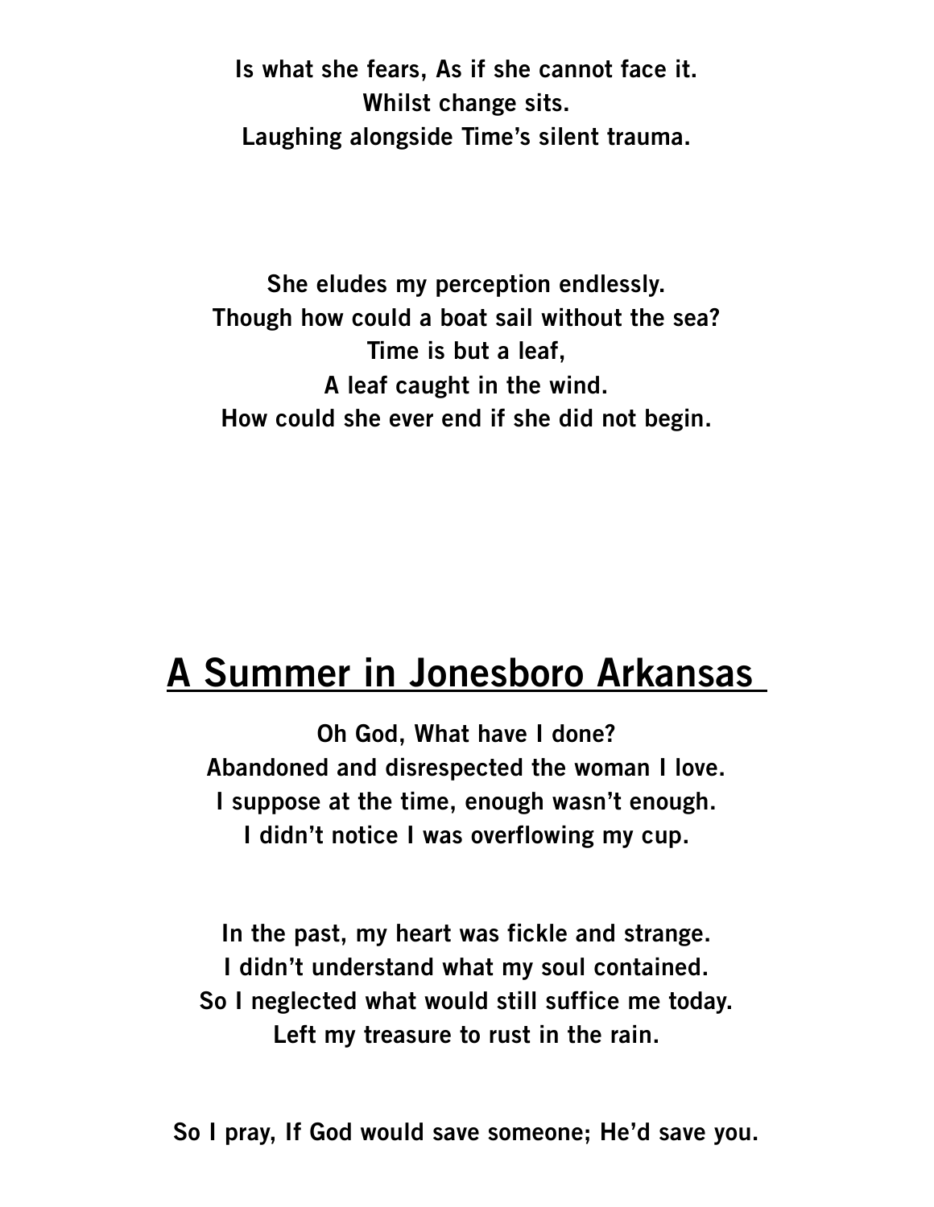**Is what she fears, As if she cannot face it.**
**Whilst change sits.**
**Laughing alongside Time's silent trauma.**

**She eludes my perception endlessly.**
**Though how could a boat sail without the sea?**
**Time is but a leaf,**
**A leaf caught in the wind.**
**How could she ever end if she did not begin.**

## A Summer in Jonesboro Arkansas

**Oh God, What have I done?**
**Abandoned and disrespected the woman I love.**
**I suppose at the time, enough wasn't enough.**
**I didn't notice I was overflowing my cup.**

**In the past, my heart was fickle and strange.**
**I didn't understand what my soul contained.**
**So I neglected what would still suffice me today.**
**Left my treasure to rust in the rain.**

**So I pray, If God would save someone; He'd save you.**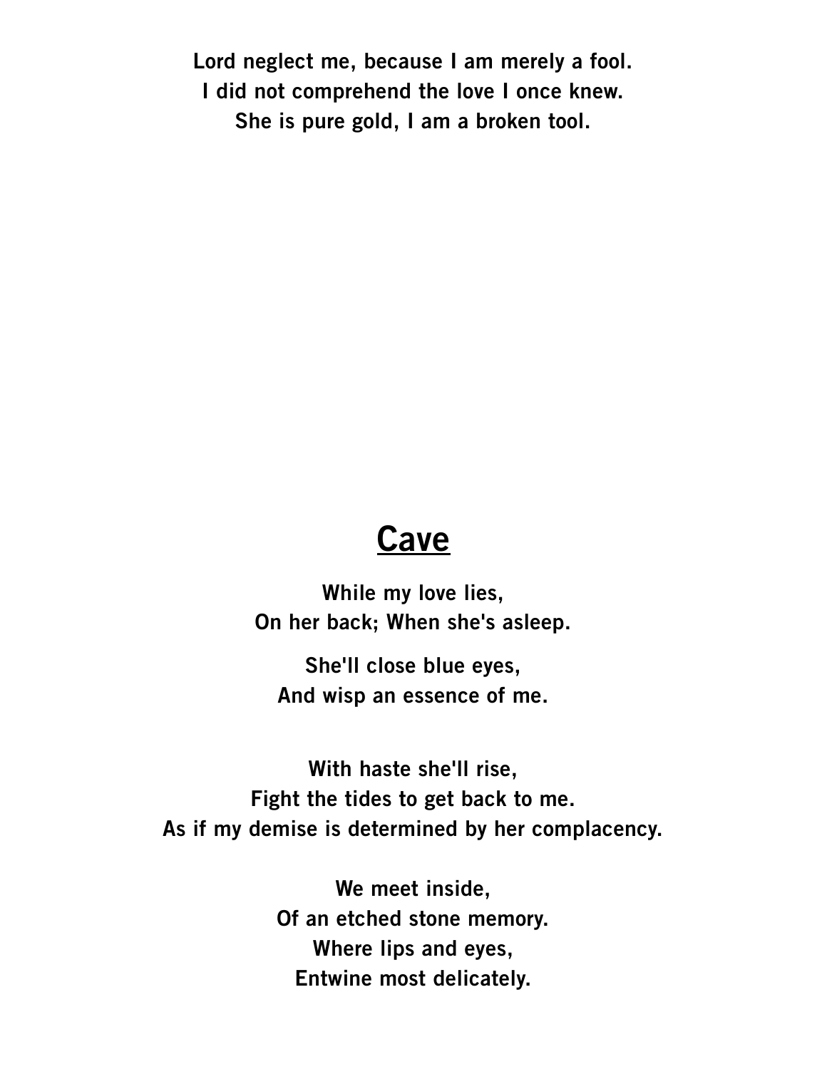**Lord neglect me, because I am merely a fool.**
**I did not comprehend the love I once knew.**
**She is pure gold, I am a broken tool.**

## Cave

**While my love lies,**
**On her back; When she's asleep.**

**She'll close blue eyes,**
**And wisp an essence of me.**

**With haste she'll rise,**
**Fight the tides to get back to me.**
**As if my demise is determined by her complacency.**

**We meet inside,**
**Of an etched stone memory.**
**Where lips and eyes,**
**Entwine most delicately.**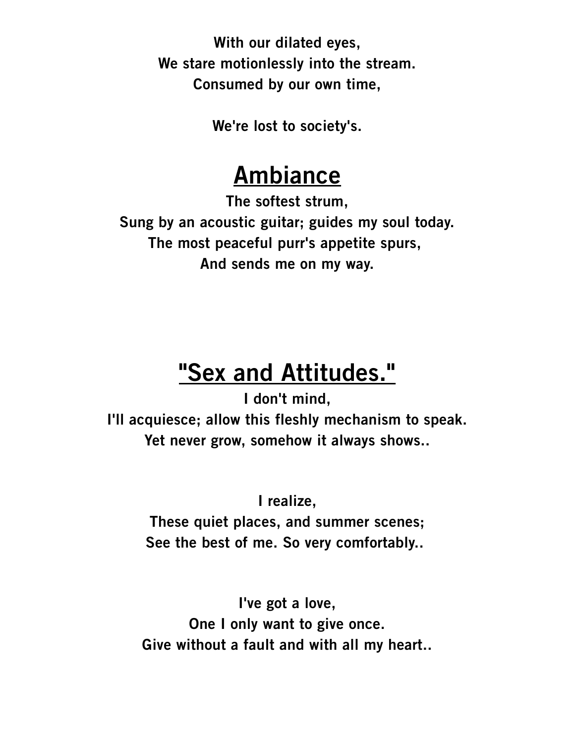**With our dilated eyes,**
**We stare motionlessly into the stream.**
**Consumed by our own time,**

**We're lost to society's.**

# Ambiance

**The softest strum,**
**Sung by an acoustic guitar; guides my soul today.**
**The most peaceful purr's appetite spurs,**
**And sends me on my way.**

# "Sex and Attitudes."

**I don't mind,**
**I'll acquiesce; allow this fleshly mechanism to speak.**
**Yet never grow, somehow it always shows..**

**I realize,**
**These quiet places, and summer scenes;**
**See the best of me. So very comfortably..**

**I've got a love,**
**One I only want to give once.**
**Give without a fault and with all my heart..**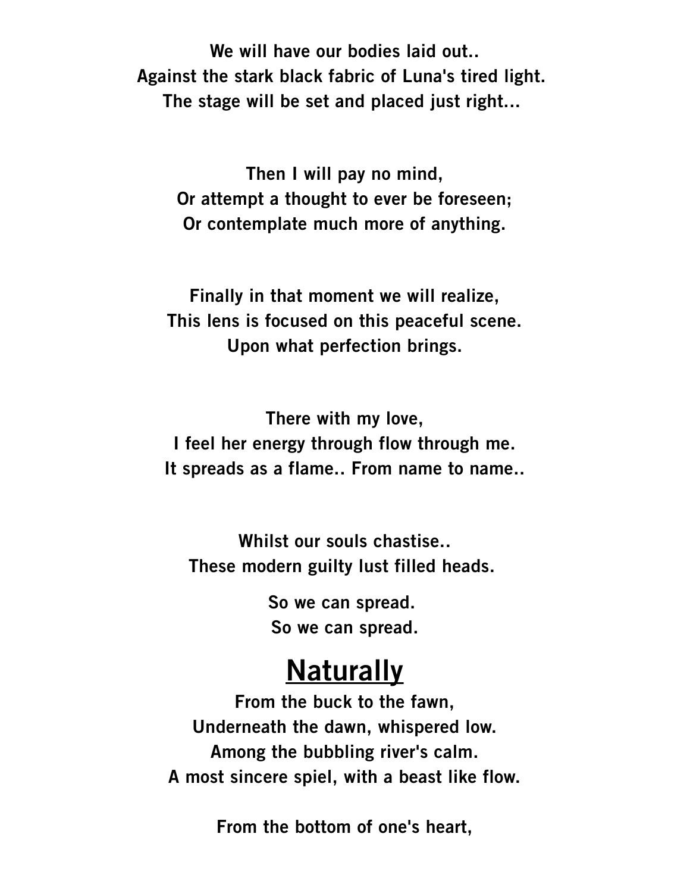We will have our bodies laid out..  
Against the stark black fabric of Luna's tired light.  
The stage will be set and placed just right...

Then I will pay no mind,  
Or attempt a thought to ever be foreseen;  
Or contemplate much more of anything.

Finally in that moment we will realize,  
This lens is focused on this peaceful scene.  
Upon what perfection brings.

There with my love,  
I feel her energy through flow through me.  
It spreads as a flame.. From name to name..

Whilst our souls chastise..  
These modern guilty lust filled heads.

So we can spread.  
So we can spread.

# <u>Naturally</u>

From the buck to the fawn,  
Underneath the dawn, whispered low.  
Among the bubbling river's calm.  
A most sincere spiel, with a beast like flow.

From the bottom of one's heart,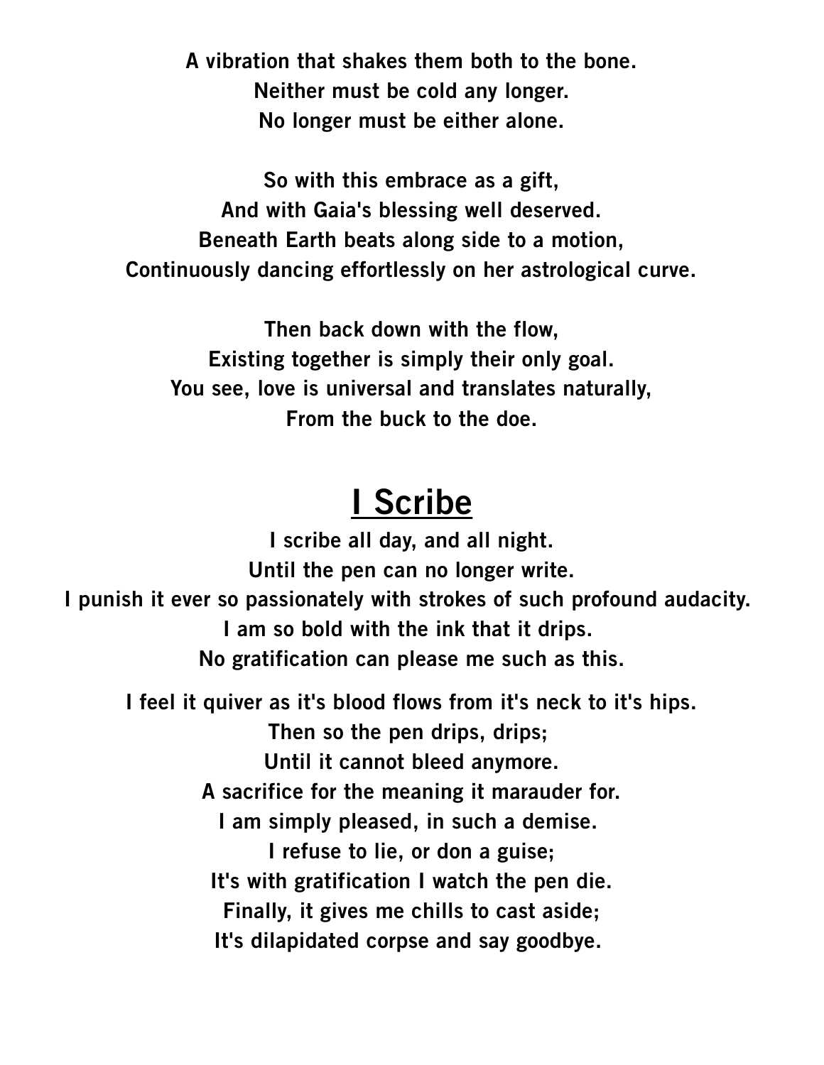A vibration that shakes them both to the bone.  
Neither must be cold any longer.  
No longer must be either alone.

So with this embrace as a gift,  
And with Gaia's blessing well deserved.  
Beneath Earth beats along side to a motion,  
Continuously dancing effortlessly on her astrological curve.

Then back down with the flow,  
Existing together is simply their only goal.  
You see, love is universal and translates naturally,  
From the buck to the doe.

## I Scribe

I scribe all day, and all night.  
Until the pen can no longer write.  
I punish it ever so passionately with strokes of such profound audacity.  
I am so bold with the ink that it drips.  
No gratification can please me such as this.

I feel it quiver as it's blood flows from it's neck to it's hips.  
Then so the pen drips, drips;  
Until it cannot bleed anymore.  
A sacrifice for the meaning it marauder for.  
I am simply pleased, in such a demise.  
I refuse to lie, or don a guise;  
It's with gratification I watch the pen die.  
Finally, it gives me chills to cast aside;  
It's dilapidated corpse and say goodbye.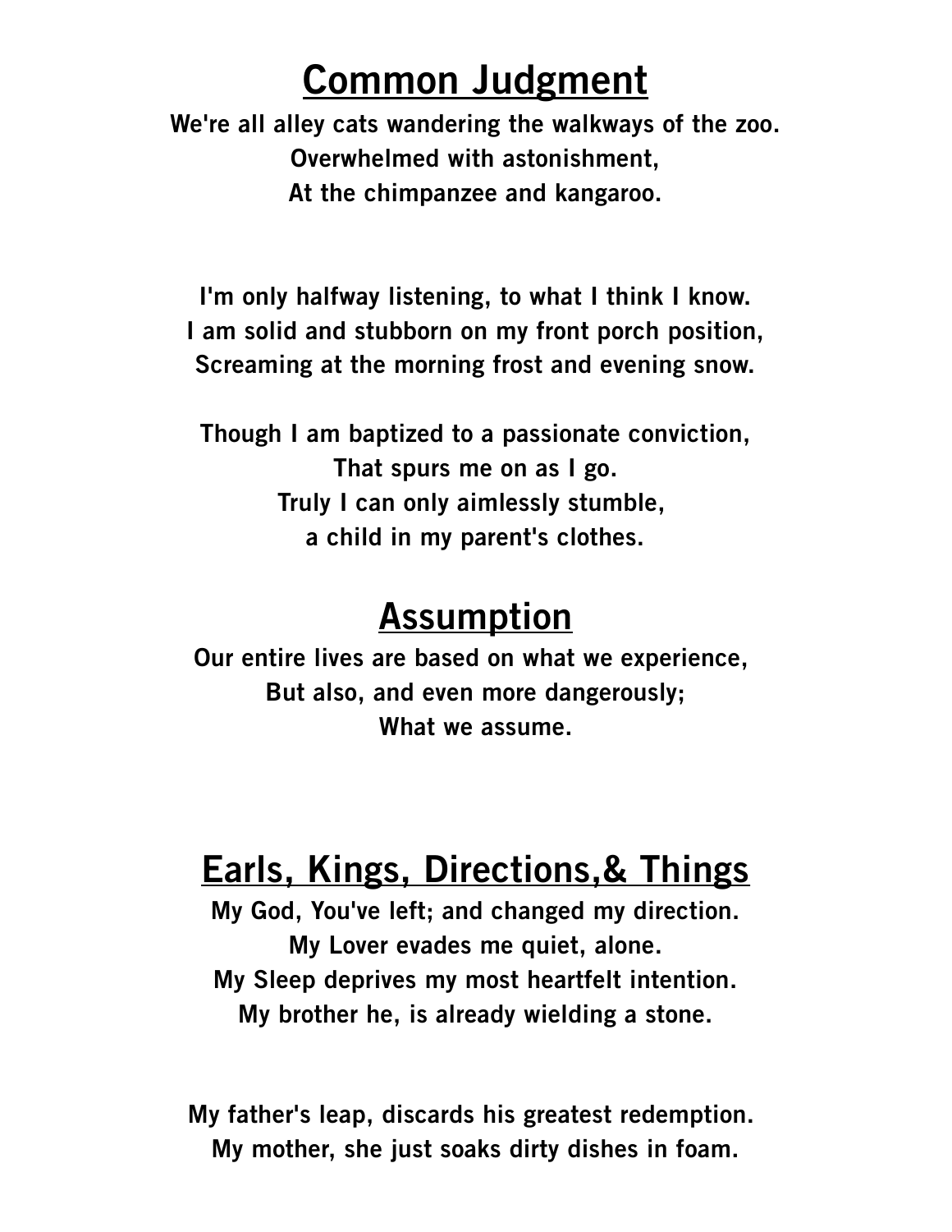## Common Judgment

We're all alley cats wandering the walkways of the zoo.
Overwhelmed with astonishment,
At the chimpanzee and kangaroo.

I'm only halfway listening, to what I think I know.
I am solid and stubborn on my front porch position,
Screaming at the morning frost and evening snow.

Though I am baptized to a passionate conviction,
That spurs me on as I go.
Truly I can only aimlessly stumble,
a child in my parent's clothes.

## Assumption

Our entire lives are based on what we experience,
But also, and even more dangerously;
What we assume.

## Earls, Kings, Directions,& Things

My God, You've left; and changed my direction.
My Lover evades me quiet, alone.
My Sleep deprives my most heartfelt intention.
My brother he, is already wielding a stone.

My father's leap, discards his greatest redemption.
My mother, she just soaks dirty dishes in foam.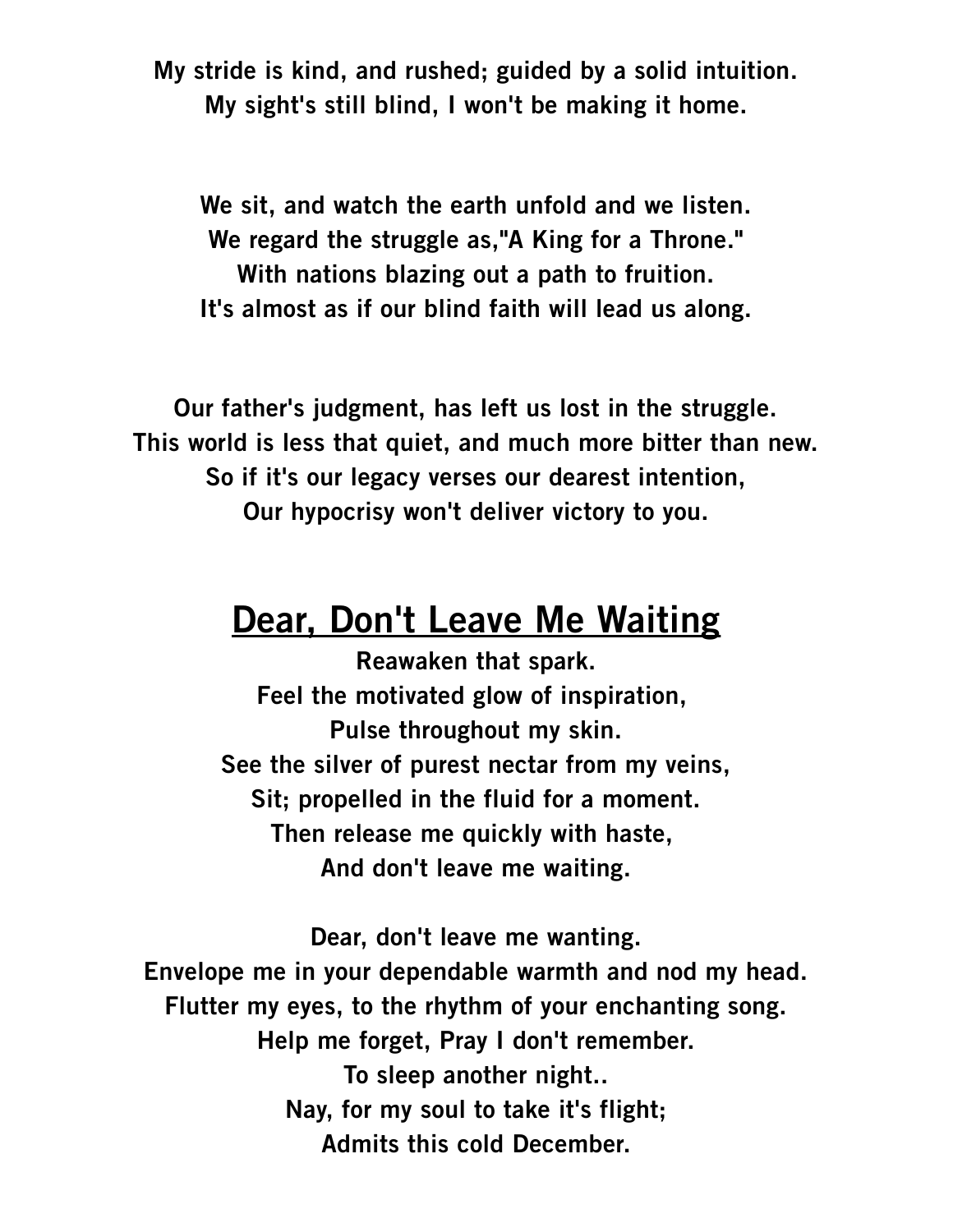My stride is kind, and rushed; guided by a solid intuition.
My sight's still blind, I won't be making it home.

We sit, and watch the earth unfold and we listen.
We regard the struggle as,"A King for a Throne."
With nations blazing out a path to fruition.
It's almost as if our blind faith will lead us along.

Our father's judgment, has left us lost in the struggle.
This world is less that quiet, and much more bitter than new.
So if it's our legacy verses our dearest intention,
Our hypocrisy won't deliver victory to you.

## Dear, Don't Leave Me Waiting

Reawaken that spark.
Feel the motivated glow of inspiration,
Pulse throughout my skin.
See the silver of purest nectar from my veins,
Sit; propelled in the fluid for a moment.
Then release me quickly with haste,
And don't leave me waiting.

Dear, don't leave me wanting.
Envelope me in your dependable warmth and nod my head.
Flutter my eyes, to the rhythm of your enchanting song.
Help me forget, Pray I don't remember.
To sleep another night..
Nay, for my soul to take it's flight;
Admits this cold December.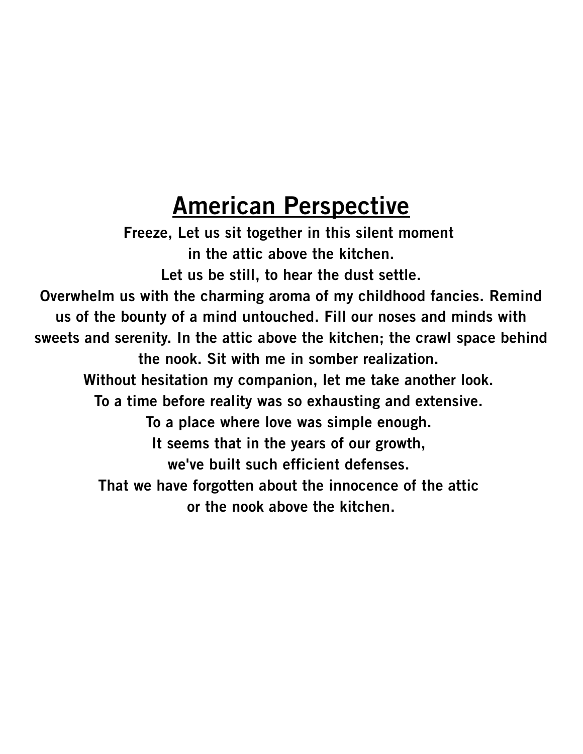# American Perspective

**Freeze, Let us sit together in this silent moment**
**in the attic above the kitchen.**
**Let us be still, to hear the dust settle.**
**Overwhelm us with the charming aroma of my childhood fancies. Remind us of the bounty of a mind untouched. Fill our noses and minds with sweets and serenity. In the attic above the kitchen; the crawl space behind the nook. Sit with me in somber realization.**
**Without hesitation my companion, let me take another look.**
**To a time before reality was so exhausting and extensive.**
**To a place where love was simple enough.**
**It seems that in the years of our growth,**
**we've built such efficient defenses.**
**That we have forgotten about the innocence of the attic**
**or the nook above the kitchen.**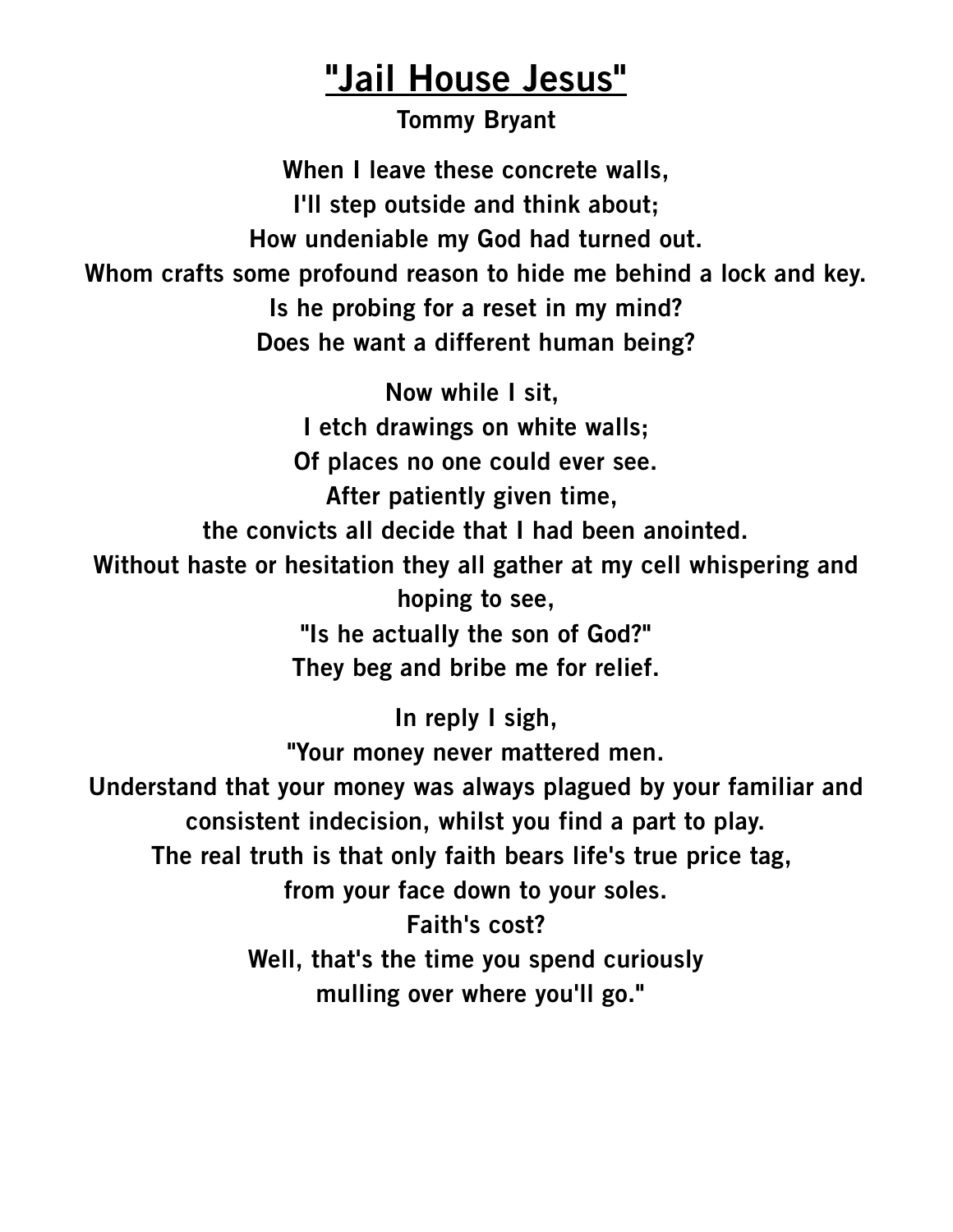# "Jail House Jesus"

**Tommy Bryant**

**When I leave these concrete walls,**
**I'll step outside and think about;**
**How undeniable my God had turned out.**
**Whom crafts some profound reason to hide me behind a lock and key.**
**Is he probing for a reset in my mind?**
**Does he want a different human being?**

**Now while I sit,**
**I etch drawings on white walls;**
**Of places no one could ever see.**
**After patiently given time,**
**the convicts all decide that I had been anointed.**
**Without haste or hesitation they all gather at my cell whispering and hoping to see,**
**"Is he actually the son of God?"**
**They beg and bribe me for relief.**

**In reply I sigh,**
**"Your money never mattered men.**
**Understand that your money was always plagued by your familiar and consistent indecision, whilst you find a part to play.**
**The real truth is that only faith bears life's true price tag,**
**from your face down to your soles.**
**Faith's cost?**
**Well, that's the time you spend curiously**
**mulling over where you'll go."**